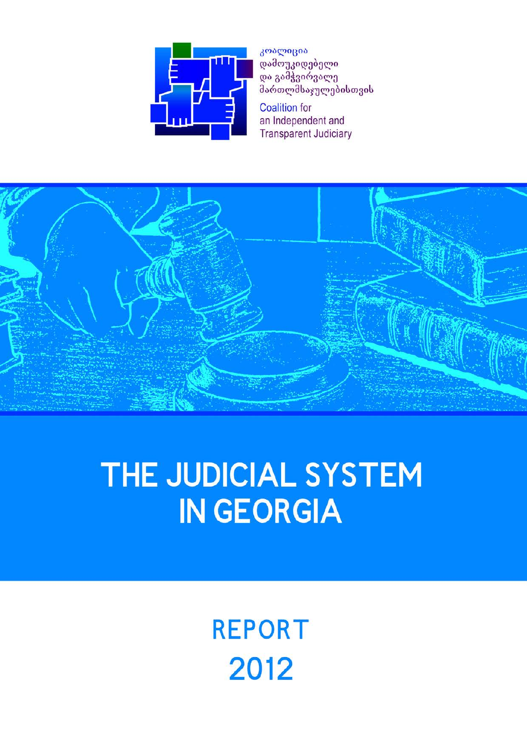კოალიცია დამოუკიდებელი და გამჭვირვალე მართლმსაჯულებისთვის

Coalition for an Independent and Transparent Judiciary

# THE JUDICIAL SYSTEM IN GEORGIA

## REPORT 2012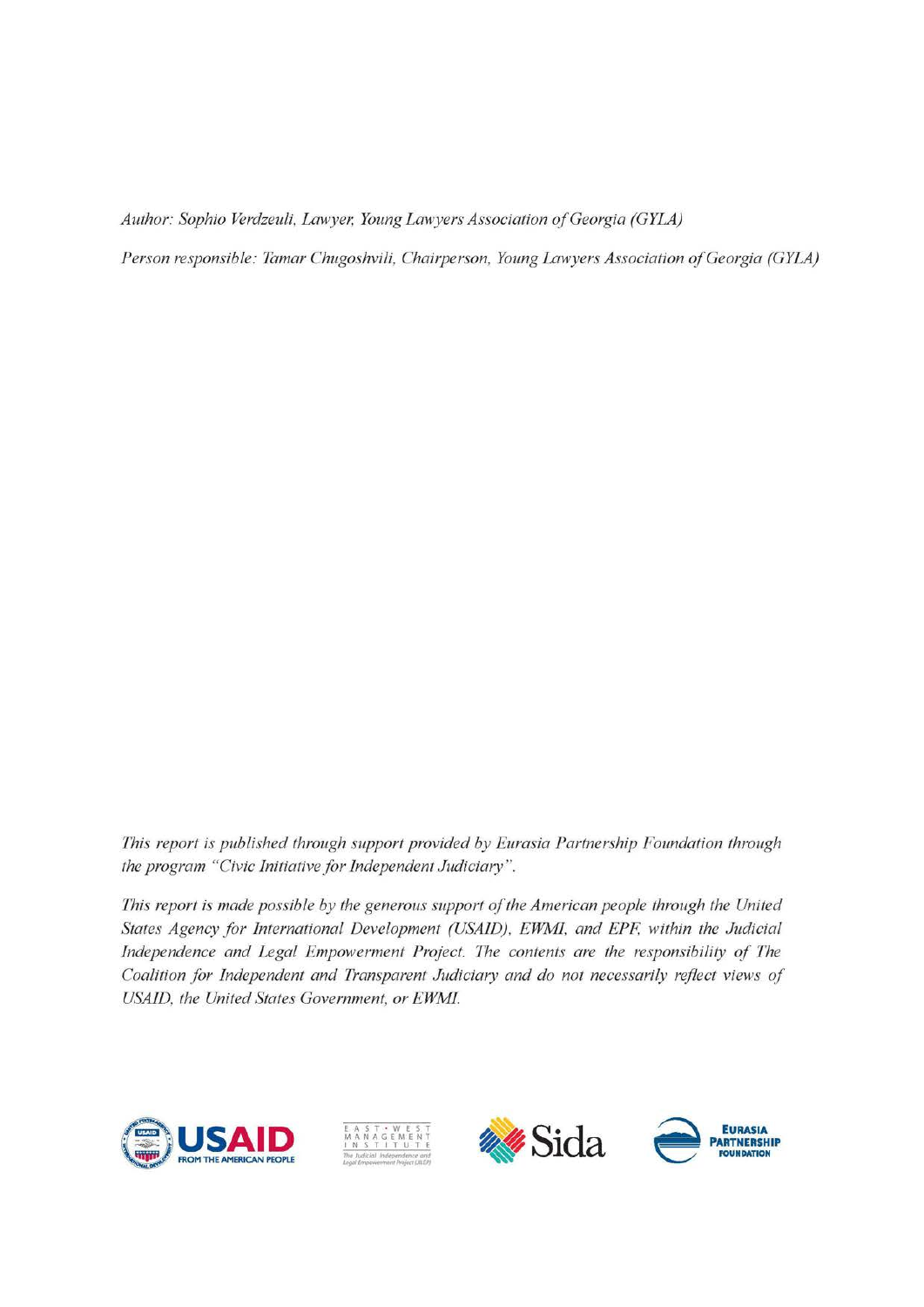*Author: Sophio Verdzeuli, Lawyer, Young Lawyers Association of Georgia (GYLA)*

*Person responsible: Tamar Chugoshvili, Chairperson, Young Lawyers Association of Georgia (GYLA)*

*This report is published through support provided by Eurasia Partnership Foundation through the program "Civic Initiative for Independent Judiciary".*

*This report is made possible by the generous support of the American people through the United States Agency for International Development (USAID), EWMI, and EPF, within the Judicial Independence and Legal Empowerment Project. The contents are the responsibility of The Coalition for Independent and Transparent Judiciary and do not necessarily reflect views of USAID, the United States Government, or EWMI.*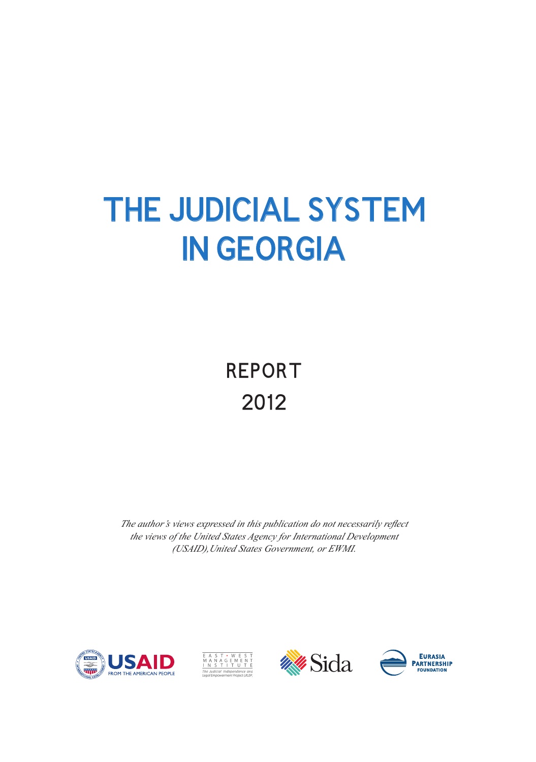# THE JUDICIAL SYSTEM IN GEORGIA

## REPORT 2012

*The author's views expressed in this publication do not necessarily reflect the views of the United States Agency for International Development (USAID), United States Government, or EWMI.*

USAID FROM THE AMERICAN PEOPLE

EAST • WEST MANAGEMENT INSTITUTE
The Judicial Independence and Legal Empowerment Project (JILEP)

Sida

EURASIA PARTNERSHIP FOUNDATION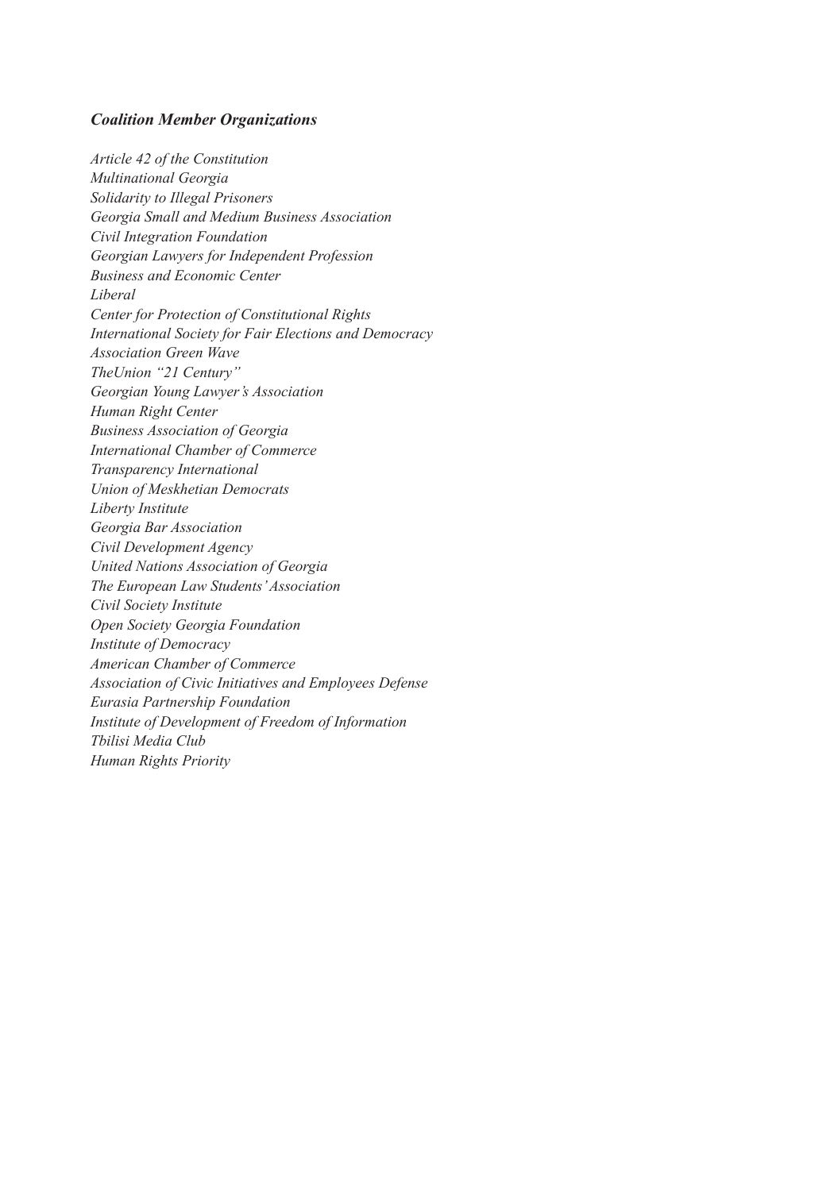***Coalition Member Organizations***

*Article 42 of the Constitution*
*Multinational Georgia*
*Solidarity to Illegal Prisoners*
*Georgia Small and Medium Business Association*
*Civil Integration Foundation*
*Georgian Lawyers for Independent Profession*
*Business and Economic Center*
*Liberal*
*Center for Protection of Constitutional Rights*
*International Society for Fair Elections and Democracy*
*Association Green Wave*
*TheUnion "21 Century"*
*Georgian Young Lawyer's Association*
*Human Right Center*
*Business Association of Georgia*
*International Chamber of Commerce*
*Transparency International*
*Union of Meskhetian Democrats*
*Liberty Institute*
*Georgia Bar Association*
*Civil Development Agency*
*United Nations Association of Georgia*
*The European Law Students' Association*
*Civil Society Institute*
*Open Society Georgia Foundation*
*Institute of Democracy*
*American Chamber of Commerce*
*Association of Civic Initiatives and Employees Defense*
*Eurasia Partnership Foundation*
*Institute of Development of Freedom of Information*
*Tbilisi Media Club*
*Human Rights Priority*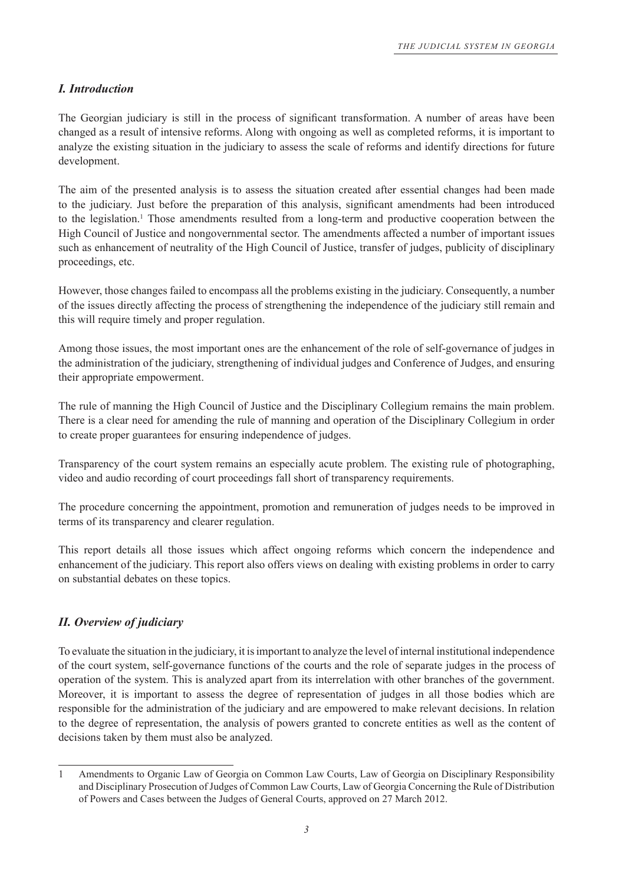## *I. Introduction*

The Georgian judiciary is still in the process of significant transformation. A number of areas have been changed as a result of intensive reforms. Along with ongoing as well as completed reforms, it is important to analyze the existing situation in the judiciary to assess the scale of reforms and identify directions for future development.

The aim of the presented analysis is to assess the situation created after essential changes had been made to the judiciary. Just before the preparation of this analysis, significant amendments had been introduced to the legislation.[1] Those amendments resulted from a long-term and productive cooperation between the High Council of Justice and nongovernmental sector. The amendments affected a number of important issues such as enhancement of neutrality of the High Council of Justice, transfer of judges, publicity of disciplinary proceedings, etc.

However, those changes failed to encompass all the problems existing in the judiciary. Consequently, a number of the issues directly affecting the process of strengthening the independence of the judiciary still remain and this will require timely and proper regulation.

Among those issues, the most important ones are the enhancement of the role of self-governance of judges in the administration of the judiciary, strengthening of individual judges and Conference of Judges, and ensuring their appropriate empowerment.

The rule of manning the High Council of Justice and the Disciplinary Collegium remains the main problem. There is a clear need for amending the rule of manning and operation of the Disciplinary Collegium in order to create proper guarantees for ensuring independence of judges.

Transparency of the court system remains an especially acute problem. The existing rule of photographing, video and audio recording of court proceedings fall short of transparency requirements.

The procedure concerning the appointment, promotion and remuneration of judges needs to be improved in terms of its transparency and clearer regulation.

This report details all those issues which affect ongoing reforms which concern the independence and enhancement of the judiciary. This report also offers views on dealing with existing problems in order to carry on substantial debates on these topics.

## *II. Overview of judiciary*

To evaluate the situation in the judiciary, it is important to analyze the level of internal institutional independence of the court system, self-governance functions of the courts and the role of separate judges in the process of operation of the system. This is analyzed apart from its interrelation with other branches of the government. Moreover, it is important to assess the degree of representation of judges in all those bodies which are responsible for the administration of the judiciary and are empowered to make relevant decisions. In relation to the degree of representation, the analysis of powers granted to concrete entities as well as the content of decisions taken by them must also be analyzed.

---

[1] Amendments to Organic Law of Georgia on Common Law Courts, Law of Georgia on Disciplinary Responsibility and Disciplinary Prosecution of Judges of Common Law Courts, Law of Georgia Concerning the Rule of Distribution of Powers and Cases between the Judges of General Courts, approved on 27 March 2012.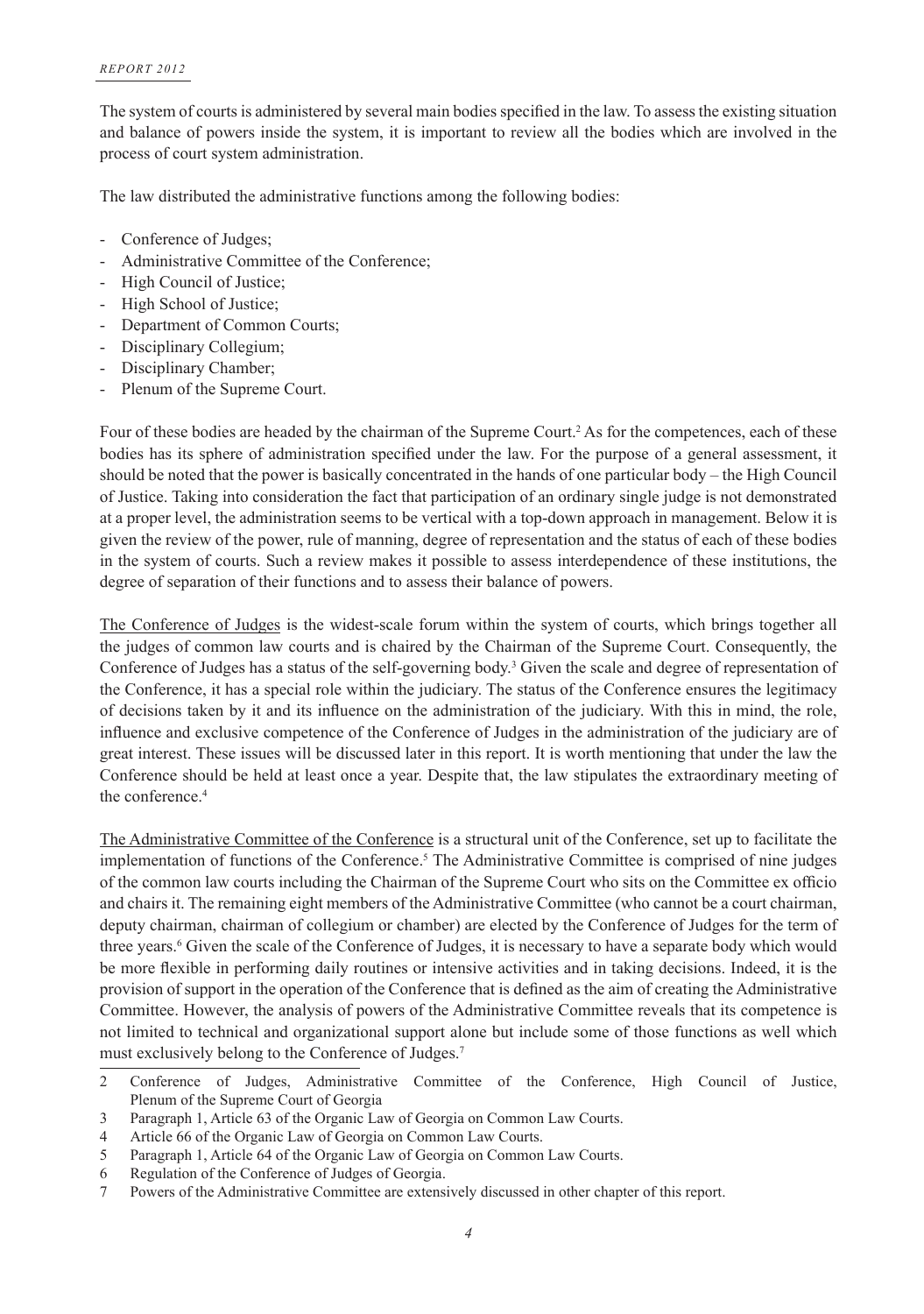The system of courts is administered by several main bodies specified in the law. To assess the existing situation and balance of powers inside the system, it is important to review all the bodies which are involved in the process of court system administration.

The law distributed the administrative functions among the following bodies:

- Conference of Judges;
- Administrative Committee of the Conference;
- High Council of Justice;
- High School of Justice;
- Department of Common Courts;
- Disciplinary Collegium;
- Disciplinary Chamber;
- Plenum of the Supreme Court.

Four of these bodies are headed by the chairman of the Supreme Court.[2] As for the competences, each of these bodies has its sphere of administration specified under the law. For the purpose of a general assessment, it should be noted that the power is basically concentrated in the hands of one particular body – the High Council of Justice. Taking into consideration the fact that participation of an ordinary single judge is not demonstrated at a proper level, the administration seems to be vertical with a top-down approach in management. Below it is given the review of the power, rule of manning, degree of representation and the status of each of these bodies in the system of courts. Such a review makes it possible to assess interdependence of these institutions, the degree of separation of their functions and to assess their balance of powers.

<u>The Conference of Judges</u> is the widest-scale forum within the system of courts, which brings together all the judges of common law courts and is chaired by the Chairman of the Supreme Court. Consequently, the Conference of Judges has a status of the self-governing body.[3] Given the scale and degree of representation of the Conference, it has a special role within the judiciary. The status of the Conference ensures the legitimacy of decisions taken by it and its influence on the administration of the judiciary. With this in mind, the role, influence and exclusive competence of the Conference of Judges in the administration of the judiciary are of great interest. These issues will be discussed later in this report. It is worth mentioning that under the law the Conference should be held at least once a year. Despite that, the law stipulates the extraordinary meeting of the conference.[4]

<u>The Administrative Committee of the Conference</u> is a structural unit of the Conference, set up to facilitate the implementation of functions of the Conference.[5] The Administrative Committee is comprised of nine judges of the common law courts including the Chairman of the Supreme Court who sits on the Committee ex officio and chairs it. The remaining eight members of the Administrative Committee (who cannot be a court chairman, deputy chairman, chairman of collegium or chamber) are elected by the Conference of Judges for the term of three years.[6] Given the scale of the Conference of Judges, it is necessary to have a separate body which would be more flexible in performing daily routines or intensive activities and in taking decisions. Indeed, it is the provision of support in the operation of the Conference that is defined as the aim of creating the Administrative Committee. However, the analysis of powers of the Administrative Committee reveals that its competence is not limited to technical and organizational support alone but include some of those functions as well which must exclusively belong to the Conference of Judges.[7]

---

2 Conference of Judges, Administrative Committee of the Conference, High Council of Justice, Plenum of the Supreme Court of Georgia

3 Paragraph 1, Article 63 of the Organic Law of Georgia on Common Law Courts.

4 Article 66 of the Organic Law of Georgia on Common Law Courts.

5 Paragraph 1, Article 64 of the Organic Law of Georgia on Common Law Courts.

6 Regulation of the Conference of Judges of Georgia.

7 Powers of the Administrative Committee are extensively discussed in other chapter of this report.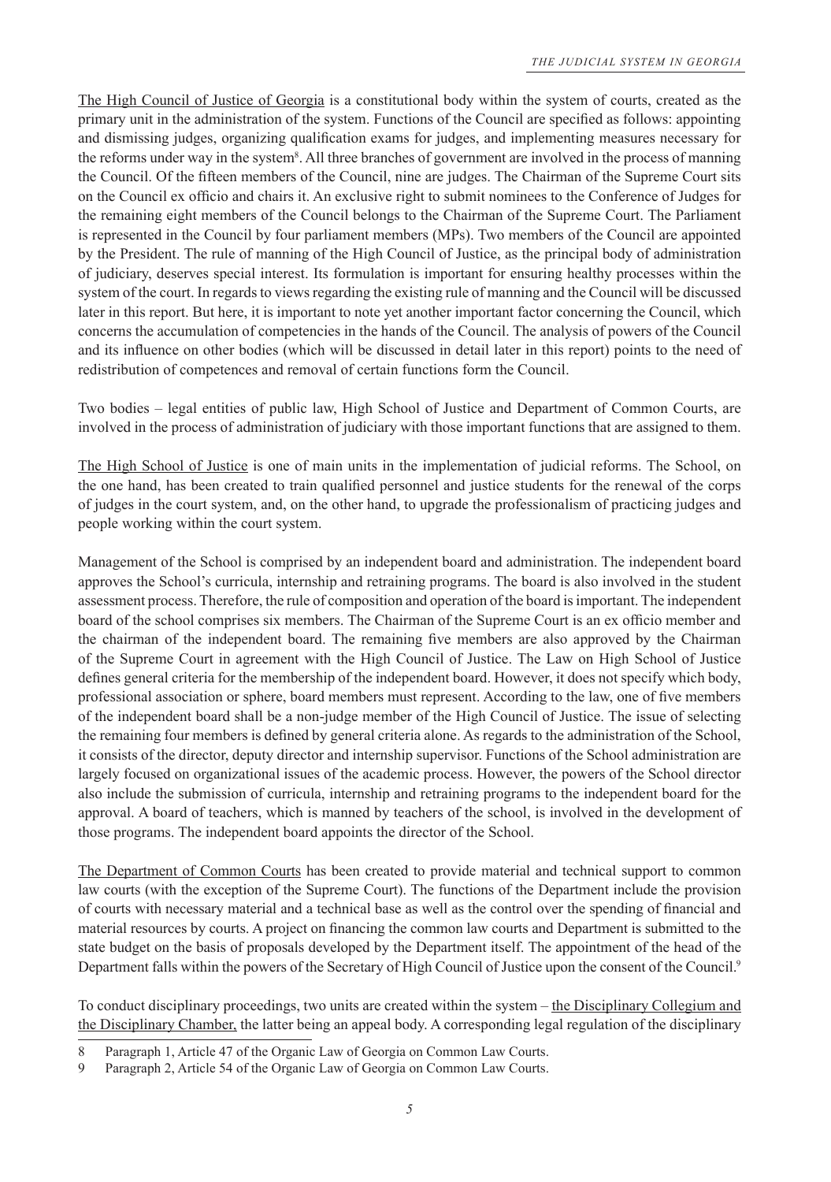The High Council of Justice of Georgia is a constitutional body within the system of courts, created as the primary unit in the administration of the system. Functions of the Council are specified as follows: appointing and dismissing judges, organizing qualification exams for judges, and implementing measures necessary for the reforms under way in the system[8]. All three branches of government are involved in the process of manning the Council. Of the fifteen members of the Council, nine are judges. The Chairman of the Supreme Court sits on the Council ex officio and chairs it. An exclusive right to submit nominees to the Conference of Judges for the remaining eight members of the Council belongs to the Chairman of the Supreme Court. The Parliament is represented in the Council by four parliament members (MPs). Two members of the Council are appointed by the President. The rule of manning of the High Council of Justice, as the principal body of administration of judiciary, deserves special interest. Its formulation is important for ensuring healthy processes within the system of the court. In regards to views regarding the existing rule of manning and the Council will be discussed later in this report. But here, it is important to note yet another important factor concerning the Council, which concerns the accumulation of competencies in the hands of the Council. The analysis of powers of the Council and its influence on other bodies (which will be discussed in detail later in this report) points to the need of redistribution of competences and removal of certain functions form the Council.

Two bodies – legal entities of public law, High School of Justice and Department of Common Courts, are involved in the process of administration of judiciary with those important functions that are assigned to them.

The High School of Justice is one of main units in the implementation of judicial reforms. The School, on the one hand, has been created to train qualified personnel and justice students for the renewal of the corps of judges in the court system, and, on the other hand, to upgrade the professionalism of practicing judges and people working within the court system.

Management of the School is comprised by an independent board and administration. The independent board approves the School's curricula, internship and retraining programs. The board is also involved in the student assessment process. Therefore, the rule of composition and operation of the board is important. The independent board of the school comprises six members. The Chairman of the Supreme Court is an ex officio member and the chairman of the independent board. The remaining five members are also approved by the Chairman of the Supreme Court in agreement with the High Council of Justice. The Law on High School of Justice defines general criteria for the membership of the independent board. However, it does not specify which body, professional association or sphere, board members must represent. According to the law, one of five members of the independent board shall be a non-judge member of the High Council of Justice. The issue of selecting the remaining four members is defined by general criteria alone. As regards to the administration of the School, it consists of the director, deputy director and internship supervisor. Functions of the School administration are largely focused on organizational issues of the academic process. However, the powers of the School director also include the submission of curricula, internship and retraining programs to the independent board for the approval. A board of teachers, which is manned by teachers of the school, is involved in the development of those programs. The independent board appoints the director of the School.

The Department of Common Courts has been created to provide material and technical support to common law courts (with the exception of the Supreme Court). The functions of the Department include the provision of courts with necessary material and a technical base as well as the control over the spending of financial and material resources by courts. A project on financing the common law courts and Department is submitted to the state budget on the basis of proposals developed by the Department itself. The appointment of the head of the Department falls within the powers of the Secretary of High Council of Justice upon the consent of the Council.[9]

To conduct disciplinary proceedings, two units are created within the system – the Disciplinary Collegium and the Disciplinary Chamber, the latter being an appeal body. A corresponding legal regulation of the disciplinary

---

8 Paragraph 1, Article 47 of the Organic Law of Georgia on Common Law Courts.

9 Paragraph 2, Article 54 of the Organic Law of Georgia on Common Law Courts.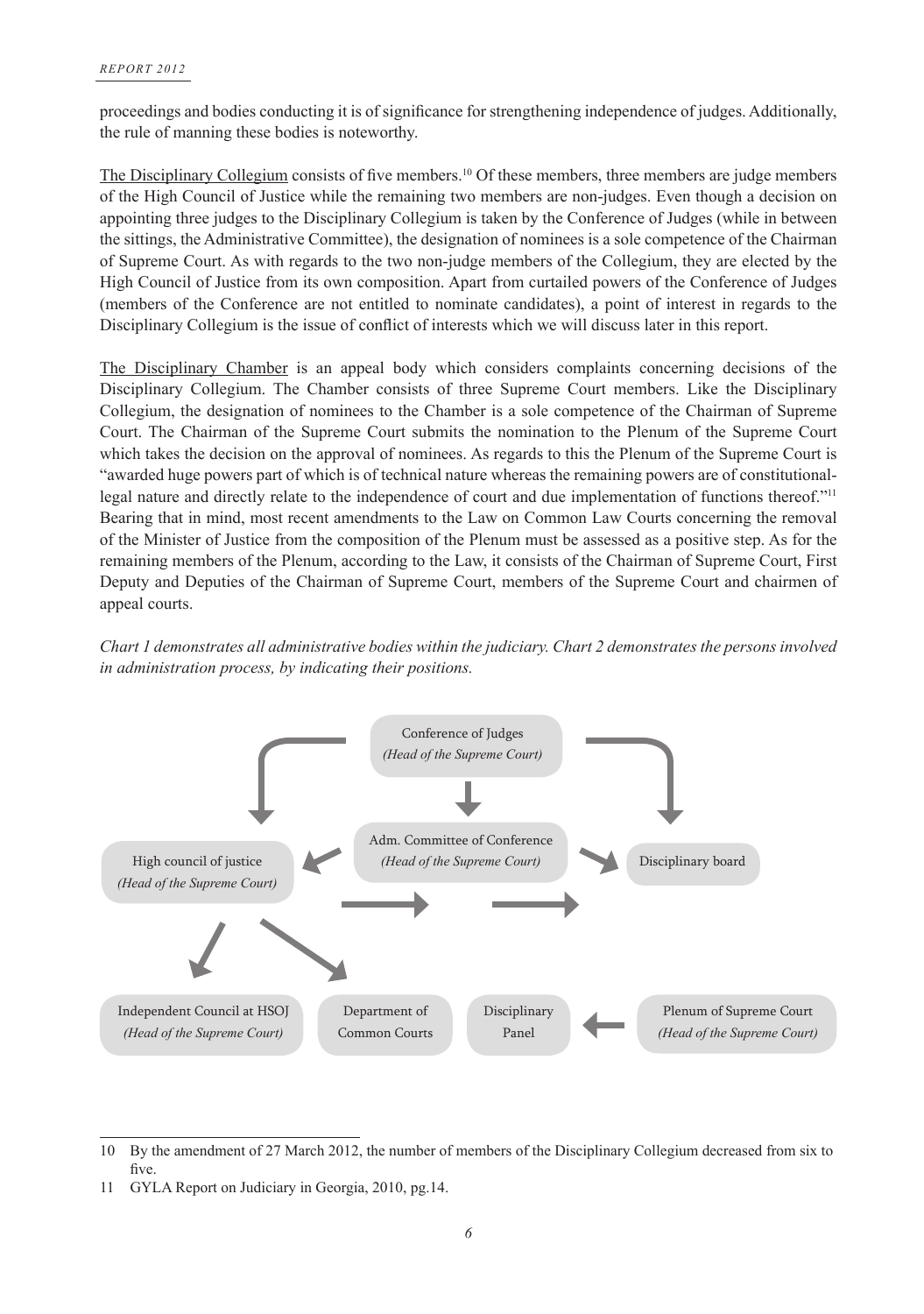proceedings and bodies conducting it is of significance for strengthening independence of judges. Additionally, the rule of manning these bodies is noteworthy.

The Disciplinary Collegium consists of five members.[10] Of these members, three members are judge members of the High Council of Justice while the remaining two members are non-judges. Even though a decision on appointing three judges to the Disciplinary Collegium is taken by the Conference of Judges (while in between the sittings, the Administrative Committee), the designation of nominees is a sole competence of the Chairman of Supreme Court. As with regards to the two non-judge members of the Collegium, they are elected by the High Council of Justice from its own composition. Apart from curtailed powers of the Conference of Judges (members of the Conference are not entitled to nominate candidates), a point of interest in regards to the Disciplinary Collegium is the issue of conflict of interests which we will discuss later in this report.

The Disciplinary Chamber is an appeal body which considers complaints concerning decisions of the Disciplinary Collegium. The Chamber consists of three Supreme Court members. Like the Disciplinary Collegium, the designation of nominees to the Chamber is a sole competence of the Chairman of Supreme Court. The Chairman of the Supreme Court submits the nomination to the Plenum of the Supreme Court which takes the decision on the approval of nominees. As regards to this the Plenum of the Supreme Court is "awarded huge powers part of which is of technical nature whereas the remaining powers are of constitutional-legal nature and directly relate to the independence of court and due implementation of functions thereof."[11] Bearing that in mind, most recent amendments to the Law on Common Law Courts concerning the removal of the Minister of Justice from the composition of the Plenum must be assessed as a positive step. As for the remaining members of the Plenum, according to the Law, it consists of the Chairman of Supreme Court, First Deputy and Deputies of the Chairman of Supreme Court, members of the Supreme Court and chairmen of appeal courts.

*Chart 1 demonstrates all administrative bodies within the judiciary. Chart 2 demonstrates the persons involved in administration process, by indicating their positions.*

Conference of Judges
*(Head of the Supreme Court)*

Adm. Committee of Conference
*(Head of the Supreme Court)*

High council of justice
*(Head of the Supreme Court)*

Disciplinary board

Independent Council at HSOJ
*(Head of the Supreme Court)*

Department of Common Courts

Disciplinary Panel

Plenum of Supreme Court
*(Head of the Supreme Court)*

---

10 By the amendment of 27 March 2012, the number of members of the Disciplinary Collegium decreased from six to five.

11 GYLA Report on Judiciary in Georgia, 2010, pg.14.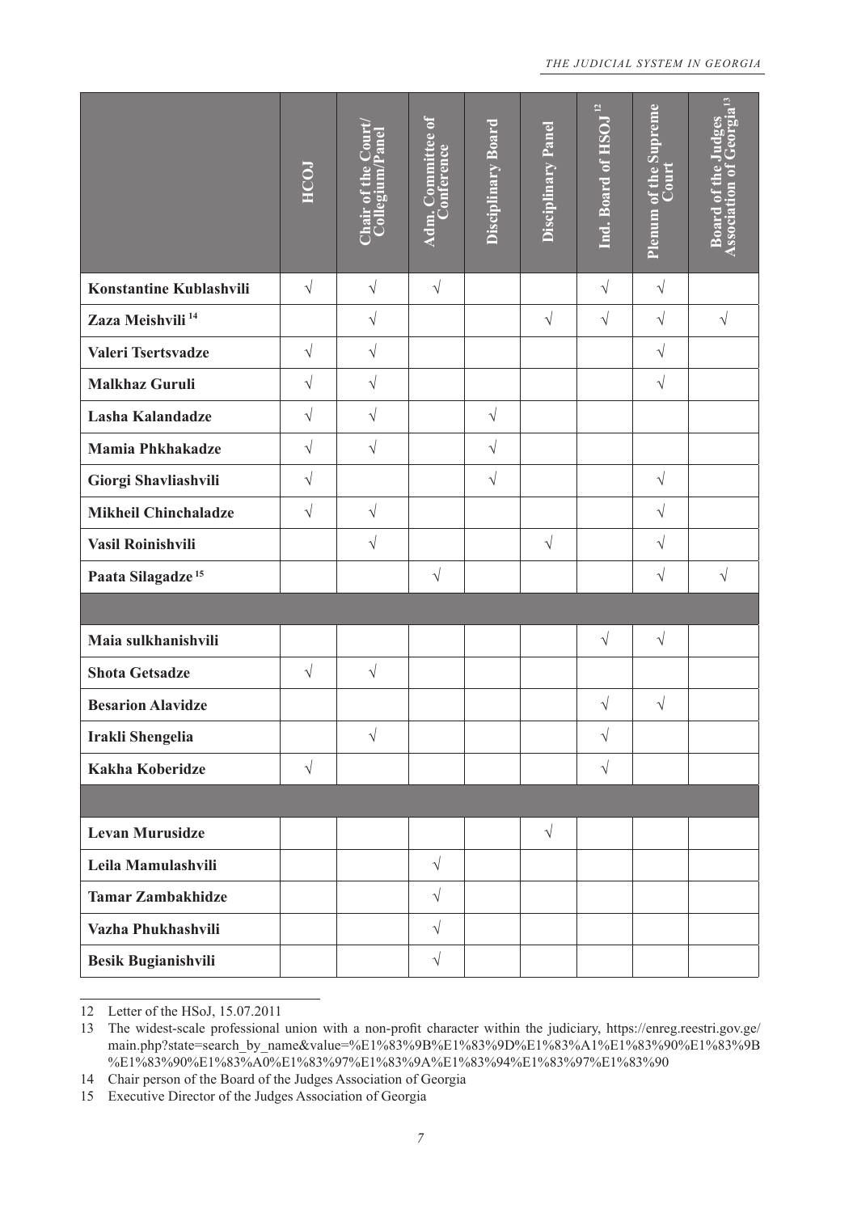| | HCOJ | Chair of the Court/ Collegium/Panel | Adm. Committee of Conference | Disciplinary Board | Disciplinary Panel | Ind. Board of HSOJ [12] | Plenum of the Supreme Court | Board of the Judges Association of Georgia [13] |
|---|---|---|---|---|---|---|---|---|
| **Konstantine Kublashvili** | √ | √ | √ | | | √ | √ | |
| **Zaza Meishvili [14]** | | √ | | | √ | √ | √ | √ |
| **Valeri Tsertsvadze** | √ | √ | | | | | √ | |
| **Malkhaz Guruli** | √ | √ | | | | | √ | |
| **Lasha Kalandadze** | √ | √ | | √ | | | | |
| **Mamia Phkhakadze** | √ | √ | | √ | | | | |
| **Giorgi Shavliashvili** | √ | | | √ | | | √ | |
| **Mikheil Chinchaladze** | √ | √ | | | | | √ | |
| **Vasil Roinishvili** | | √ | | | √ | | √ | |
| **Paata Silagadze [15]** | | | √ | | | | √ | √ |
| | | | | | | | | |
| **Maia sulkhanishvili** | | | | | | √ | √ | |
| **Shota Getsadze** | √ | √ | | | | | | |
| **Besarion Alavidze** | | | | | | √ | √ | |
| **Irakli Shengelia** | | √ | | | | √ | | |
| **Kakha Koberidze** | √ | | | | | √ | | |
| | | | | | | | | |
| **Levan Murusidze** | | | | | √ | | | |
| **Leila Mamulashvili** | | | √ | | | | | |
| **Tamar Zambakhidze** | | | √ | | | | | |
| **Vazha Phukhashvili** | | | √ | | | | | |
| **Besik Bugianishvili** | | | √ | | | | | |

12 Letter of the HSoJ, 15.07.2011

13 The widest-scale professional union with a non-profit character within the judiciary, https://enreg.reestri.gov.ge/main.php?state=search_by_name&value=%E1%83%9B%E1%83%9D%E1%83%A1%E1%83%90%E1%83%9B%E1%83%90%E1%83%A0%E1%83%97%E1%83%9A%E1%83%94%E1%83%97%E1%83%90

14 Chair person of the Board of the Judges Association of Georgia

15 Executive Director of the Judges Association of Georgia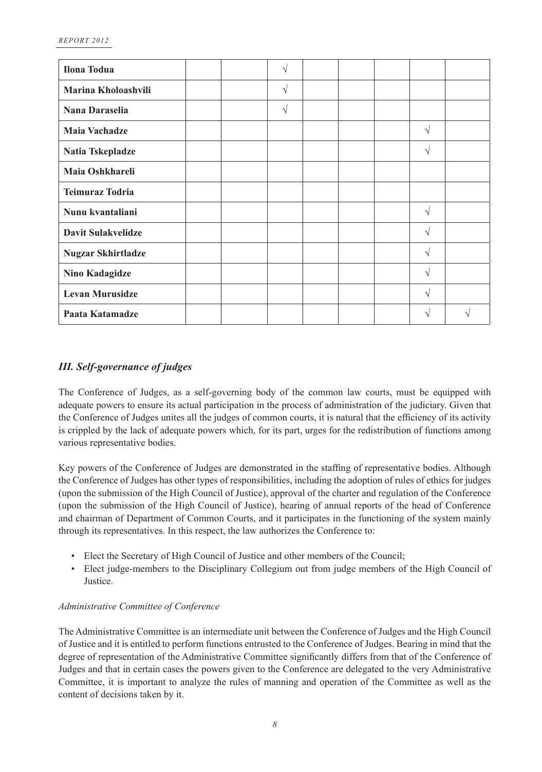| | | | | | | | | |
|---|---|---|---|---|---|---|---|---|
| **Ilona Todua** | | | √ | | | | | |
| **Marina Kholoashvili** | | | √ | | | | | |
| **Nana Daraselia** | | | √ | | | | | |
| **Maia Vachadze** | | | | | | | √ | |
| **Natia Tskepladze** | | | | | | | √ | |
| **Maia Oshkhareli** | | | | | | | | |
| **Teimuraz Todria** | | | | | | | | |
| **Nunu kvantaliani** | | | | | | | √ | |
| **Davit Sulakvelidze** | | | | | | | √ | |
| **Nugzar Skhirtladze** | | | | | | | √ | |
| **Nino Kadagidze** | | | | | | | √ | |
| **Levan Murusidze** | | | | | | | √ | |
| **Paata Katamadze** | | | | | | | √ | √ |

## *III. Self-governance of judges*

The Conference of Judges, as a self-governing body of the common law courts, must be equipped with adequate powers to ensure its actual participation in the process of administration of the judiciary. Given that the Conference of Judges unites all the judges of common courts, it is natural that the efficiency of its activity is crippled by the lack of adequate powers which, for its part, urges for the redistribution of functions among various representative bodies.

Key powers of the Conference of Judges are demonstrated in the staffing of representative bodies. Although the Conference of Judges has other types of responsibilities, including the adoption of rules of ethics for judges (upon the submission of the High Council of Justice), approval of the charter and regulation of the Conference (upon the submission of the High Council of Justice), hearing of annual reports of the head of Conference and chairman of Department of Common Courts, and it participates in the functioning of the system mainly through its representatives. In this respect, the law authorizes the Conference to:

- Elect the Secretary of High Council of Justice and other members of the Council;
- Elect judge-members to the Disciplinary Collegium out from judge members of the High Council of Justice.

*Administrative Committee of Conference*

The Administrative Committee is an intermediate unit between the Conference of Judges and the High Council of Justice and it is entitled to perform functions entrusted to the Conference of Judges. Bearing in mind that the degree of representation of the Administrative Committee significantly differs from that of the Conference of Judges and that in certain cases the powers given to the Conference are delegated to the very Administrative Committee, it is important to analyze the rules of manning and operation of the Committee as well as the content of decisions taken by it.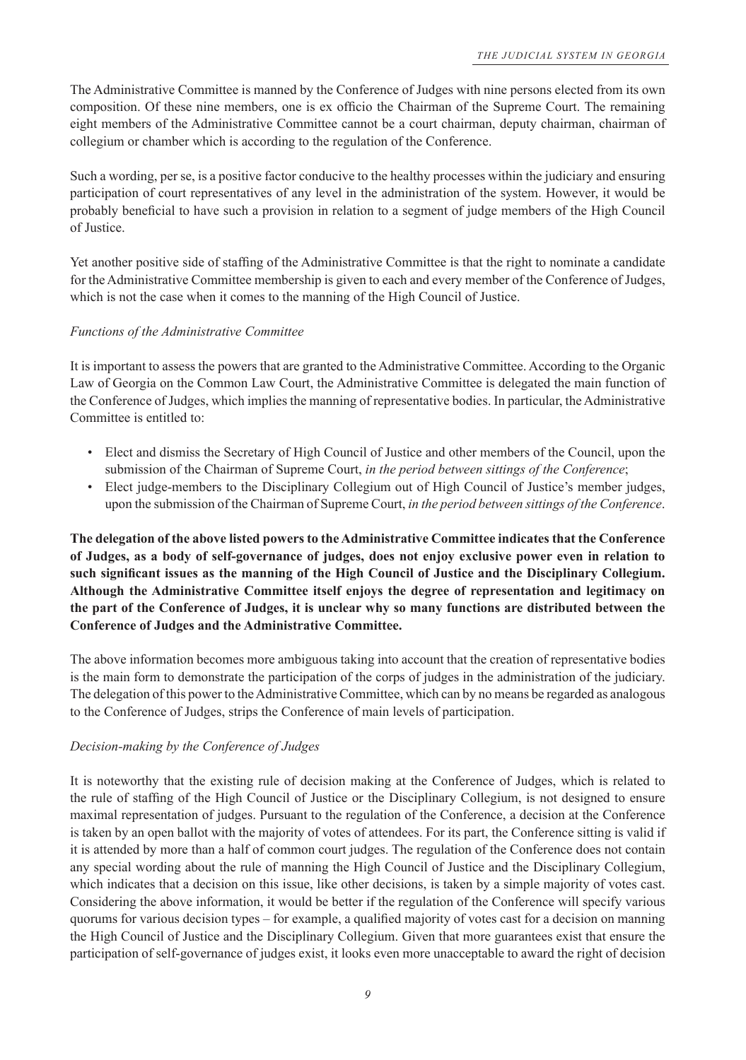The Administrative Committee is manned by the Conference of Judges with nine persons elected from its own composition. Of these nine members, one is ex officio the Chairman of the Supreme Court. The remaining eight members of the Administrative Committee cannot be a court chairman, deputy chairman, chairman of collegium or chamber which is according to the regulation of the Conference.

Such a wording, per se, is a positive factor conducive to the healthy processes within the judiciary and ensuring participation of court representatives of any level in the administration of the system. However, it would be probably beneficial to have such a provision in relation to a segment of judge members of the High Council of Justice.

Yet another positive side of staffing of the Administrative Committee is that the right to nominate a candidate for the Administrative Committee membership is given to each and every member of the Conference of Judges, which is not the case when it comes to the manning of the High Council of Justice.

*Functions of the Administrative Committee*

It is important to assess the powers that are granted to the Administrative Committee. According to the Organic Law of Georgia on the Common Law Court, the Administrative Committee is delegated the main function of the Conference of Judges, which implies the manning of representative bodies. In particular, the Administrative Committee is entitled to:

- Elect and dismiss the Secretary of High Council of Justice and other members of the Council, upon the submission of the Chairman of Supreme Court, *in the period between sittings of the Conference*;
- Elect judge-members to the Disciplinary Collegium out of High Council of Justice's member judges, upon the submission of the Chairman of Supreme Court, *in the period between sittings of the Conference*.

**The delegation of the above listed powers to the Administrative Committee indicates that the Conference of Judges, as a body of self-governance of judges, does not enjoy exclusive power even in relation to such significant issues as the manning of the High Council of Justice and the Disciplinary Collegium. Although the Administrative Committee itself enjoys the degree of representation and legitimacy on the part of the Conference of Judges, it is unclear why so many functions are distributed between the Conference of Judges and the Administrative Committee.**

The above information becomes more ambiguous taking into account that the creation of representative bodies is the main form to demonstrate the participation of the corps of judges in the administration of the judiciary. The delegation of this power to the Administrative Committee, which can by no means be regarded as analogous to the Conference of Judges, strips the Conference of main levels of participation.

*Decision-making by the Conference of Judges*

It is noteworthy that the existing rule of decision making at the Conference of Judges, which is related to the rule of staffing of the High Council of Justice or the Disciplinary Collegium, is not designed to ensure maximal representation of judges. Pursuant to the regulation of the Conference, a decision at the Conference is taken by an open ballot with the majority of votes of attendees. For its part, the Conference sitting is valid if it is attended by more than a half of common court judges. The regulation of the Conference does not contain any special wording about the rule of manning the High Council of Justice and the Disciplinary Collegium, which indicates that a decision on this issue, like other decisions, is taken by a simple majority of votes cast. Considering the above information, it would be better if the regulation of the Conference will specify various quorums for various decision types – for example, a qualified majority of votes cast for a decision on manning the High Council of Justice and the Disciplinary Collegium. Given that more guarantees exist that ensure the participation of self-governance of judges exist, it looks even more unacceptable to award the right of decision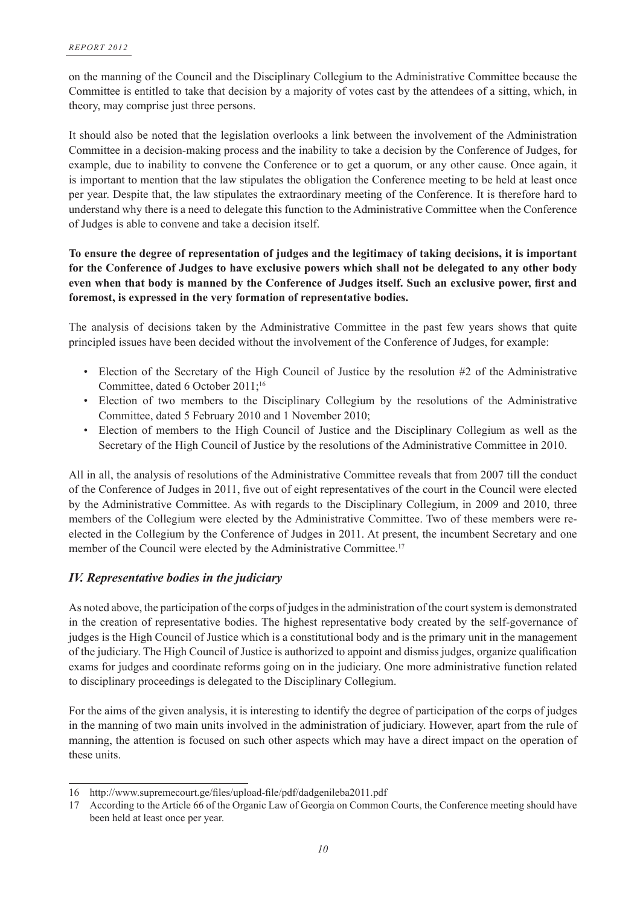on the manning of the Council and the Disciplinary Collegium to the Administrative Committee because the Committee is entitled to take that decision by a majority of votes cast by the attendees of a sitting, which, in theory, may comprise just three persons.

It should also be noted that the legislation overlooks a link between the involvement of the Administration Committee in a decision-making process and the inability to take a decision by the Conference of Judges, for example, due to inability to convene the Conference or to get a quorum, or any other cause. Once again, it is important to mention that the law stipulates the obligation the Conference meeting to be held at least once per year. Despite that, the law stipulates the extraordinary meeting of the Conference. It is therefore hard to understand why there is a need to delegate this function to the Administrative Committee when the Conference of Judges is able to convene and take a decision itself.

**To ensure the degree of representation of judges and the legitimacy of taking decisions, it is important for the Conference of Judges to have exclusive powers which shall not be delegated to any other body even when that body is manned by the Conference of Judges itself. Such an exclusive power, first and foremost, is expressed in the very formation of representative bodies.**

The analysis of decisions taken by the Administrative Committee in the past few years shows that quite principled issues have been decided without the involvement of the Conference of Judges, for example:

- Election of the Secretary of the High Council of Justice by the resolution #2 of the Administrative Committee, dated 6 October 2011;[16]
- Election of two members to the Disciplinary Collegium by the resolutions of the Administrative Committee, dated 5 February 2010 and 1 November 2010;
- Election of members to the High Council of Justice and the Disciplinary Collegium as well as the Secretary of the High Council of Justice by the resolutions of the Administrative Committee in 2010.

All in all, the analysis of resolutions of the Administrative Committee reveals that from 2007 till the conduct of the Conference of Judges in 2011, five out of eight representatives of the court in the Council were elected by the Administrative Committee. As with regards to the Disciplinary Collegium, in 2009 and 2010, three members of the Collegium were elected by the Administrative Committee. Two of these members were re-elected in the Collegium by the Conference of Judges in 2011. At present, the incumbent Secretary and one member of the Council were elected by the Administrative Committee.[17]

## *IV. Representative bodies in the judiciary*

As noted above, the participation of the corps of judges in the administration of the court system is demonstrated in the creation of representative bodies. The highest representative body created by the self-governance of judges is the High Council of Justice which is a constitutional body and is the primary unit in the management of the judiciary. The High Council of Justice is authorized to appoint and dismiss judges, organize qualification exams for judges and coordinate reforms going on in the judiciary. One more administrative function related to disciplinary proceedings is delegated to the Disciplinary Collegium.

For the aims of the given analysis, it is interesting to identify the degree of participation of the corps of judges in the manning of two main units involved in the administration of judiciary. However, apart from the rule of manning, the attention is focused on such other aspects which may have a direct impact on the operation of these units.

---

16 http://www.supremecourt.ge/files/upload-file/pdf/dadgenileba2011.pdf

17 According to the Article 66 of the Organic Law of Georgia on Common Courts, the Conference meeting should have been held at least once per year.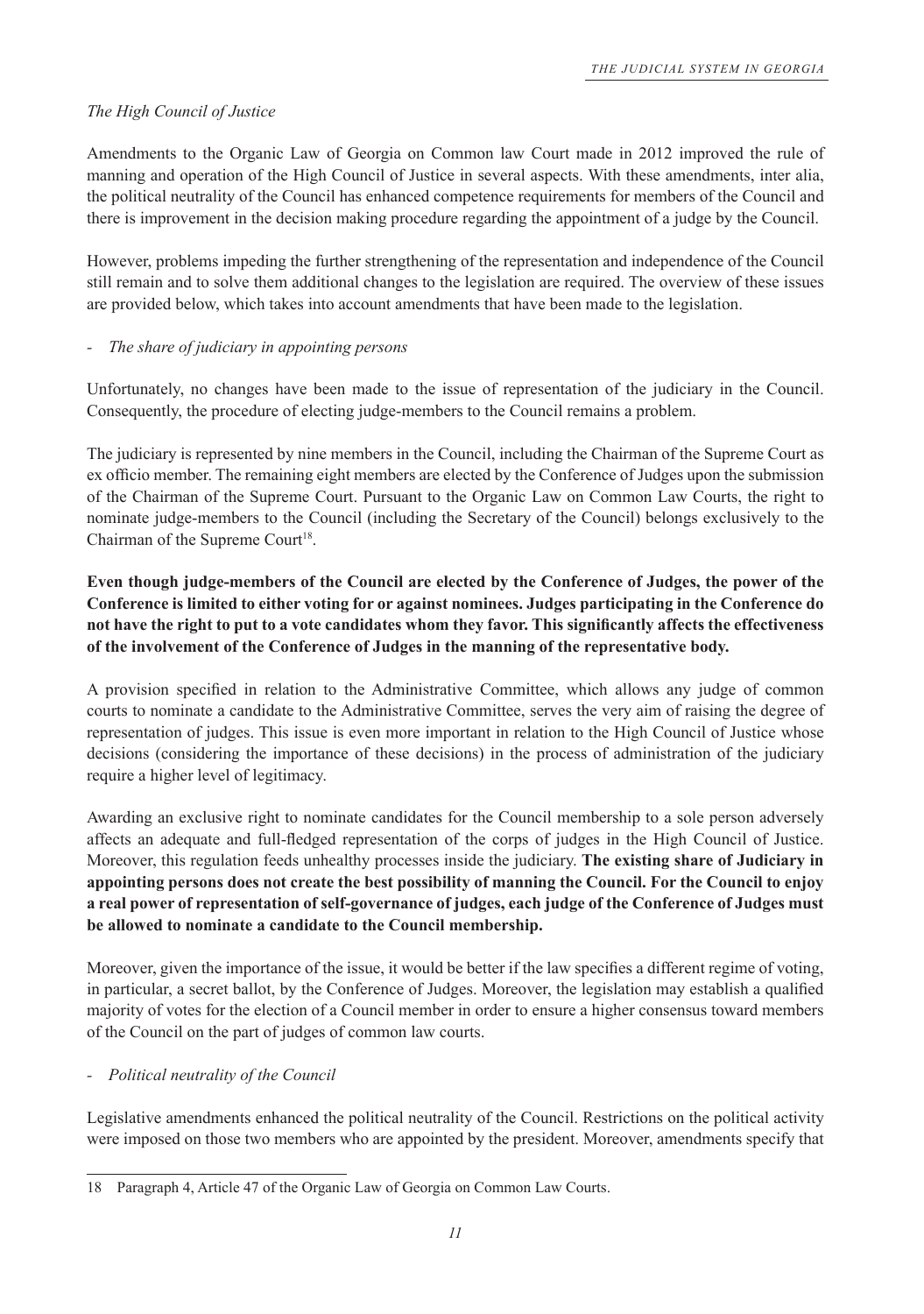*The High Council of Justice*

Amendments to the Organic Law of Georgia on Common law Court made in 2012 improved the rule of manning and operation of the High Council of Justice in several aspects. With these amendments, inter alia, the political neutrality of the Council has enhanced competence requirements for members of the Council and there is improvement in the decision making procedure regarding the appointment of a judge by the Council.

However, problems impeding the further strengthening of the representation and independence of the Council still remain and to solve them additional changes to the legislation are required. The overview of these issues are provided below, which takes into account amendments that have been made to the legislation.

- *The share of judiciary in appointing persons*

Unfortunately, no changes have been made to the issue of representation of the judiciary in the Council. Consequently, the procedure of electing judge-members to the Council remains a problem.

The judiciary is represented by nine members in the Council, including the Chairman of the Supreme Court as ex officio member. The remaining eight members are elected by the Conference of Judges upon the submission of the Chairman of the Supreme Court. Pursuant to the Organic Law on Common Law Courts, the right to nominate judge-members to the Council (including the Secretary of the Council) belongs exclusively to the Chairman of the Supreme Court[18].

**Even though judge-members of the Council are elected by the Conference of Judges, the power of the Conference is limited to either voting for or against nominees. Judges participating in the Conference do not have the right to put to a vote candidates whom they favor. This significantly affects the effectiveness of the involvement of the Conference of Judges in the manning of the representative body.**

A provision specified in relation to the Administrative Committee, which allows any judge of common courts to nominate a candidate to the Administrative Committee, serves the very aim of raising the degree of representation of judges. This issue is even more important in relation to the High Council of Justice whose decisions (considering the importance of these decisions) in the process of administration of the judiciary require a higher level of legitimacy.

Awarding an exclusive right to nominate candidates for the Council membership to a sole person adversely affects an adequate and full-fledged representation of the corps of judges in the High Council of Justice. Moreover, this regulation feeds unhealthy processes inside the judiciary. **The existing share of Judiciary in appointing persons does not create the best possibility of manning the Council. For the Council to enjoy a real power of representation of self-governance of judges, each judge of the Conference of Judges must be allowed to nominate a candidate to the Council membership.**

Moreover, given the importance of the issue, it would be better if the law specifies a different regime of voting, in particular, a secret ballot, by the Conference of Judges. Moreover, the legislation may establish a qualified majority of votes for the election of a Council member in order to ensure a higher consensus toward members of the Council on the part of judges of common law courts.

- *Political neutrality of the Council*

Legislative amendments enhanced the political neutrality of the Council. Restrictions on the political activity were imposed on those two members who are appointed by the president. Moreover, amendments specify that

---

18 Paragraph 4, Article 47 of the Organic Law of Georgia on Common Law Courts.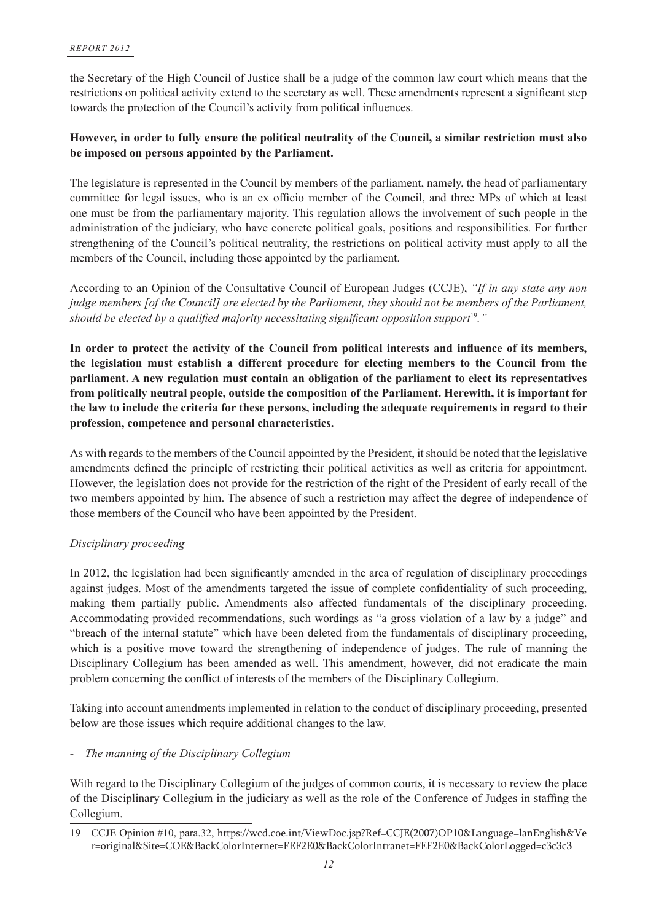the Secretary of the High Council of Justice shall be a judge of the common law court which means that the restrictions on political activity extend to the secretary as well. These amendments represent a significant step towards the protection of the Council's activity from political influences.

**However, in order to fully ensure the political neutrality of the Council, a similar restriction must also be imposed on persons appointed by the Parliament.**

The legislature is represented in the Council by members of the parliament, namely, the head of parliamentary committee for legal issues, who is an ex officio member of the Council, and three MPs of which at least one must be from the parliamentary majority. This regulation allows the involvement of such people in the administration of the judiciary, who have concrete political goals, positions and responsibilities. For further strengthening of the Council's political neutrality, the restrictions on political activity must apply to all the members of the Council, including those appointed by the parliament.

According to an Opinion of the Consultative Council of European Judges (CCJE), *"If in any state any non judge members [of the Council] are elected by the Parliament, they should not be members of the Parliament, should be elected by a qualified majority necessitating significant opposition support*[19]*."*

**In order to protect the activity of the Council from political interests and influence of its members, the legislation must establish a different procedure for electing members to the Council from the parliament. A new regulation must contain an obligation of the parliament to elect its representatives from politically neutral people, outside the composition of the Parliament. Herewith, it is important for the law to include the criteria for these persons, including the adequate requirements in regard to their profession, competence and personal characteristics.**

As with regards to the members of the Council appointed by the President, it should be noted that the legislative amendments defined the principle of restricting their political activities as well as criteria for appointment. However, the legislation does not provide for the restriction of the right of the President of early recall of the two members appointed by him. The absence of such a restriction may affect the degree of independence of those members of the Council who have been appointed by the President.

*Disciplinary proceeding*

In 2012, the legislation had been significantly amended in the area of regulation of disciplinary proceedings against judges. Most of the amendments targeted the issue of complete confidentiality of such proceeding, making them partially public. Amendments also affected fundamentals of the disciplinary proceeding. Accommodating provided recommendations, such wordings as "a gross violation of a law by a judge" and "breach of the internal statute" which have been deleted from the fundamentals of disciplinary proceeding, which is a positive move toward the strengthening of independence of judges. The rule of manning the Disciplinary Collegium has been amended as well. This amendment, however, did not eradicate the main problem concerning the conflict of interests of the members of the Disciplinary Collegium.

Taking into account amendments implemented in relation to the conduct of disciplinary proceeding, presented below are those issues which require additional changes to the law.

- *The manning of the Disciplinary Collegium*

With regard to the Disciplinary Collegium of the judges of common courts, it is necessary to review the place of the Disciplinary Collegium in the judiciary as well as the role of the Conference of Judges in staffing the Collegium.

---

19 CCJE Opinion #10, para.32, https://wcd.coe.int/ViewDoc.jsp?Ref=CCJE(2007)OP10&Language=lanEnglish&Ver=original&Site=COE&BackColorInternet=FEF2E0&BackColorIntranet=FEF2E0&BackColorLogged=c3c3c3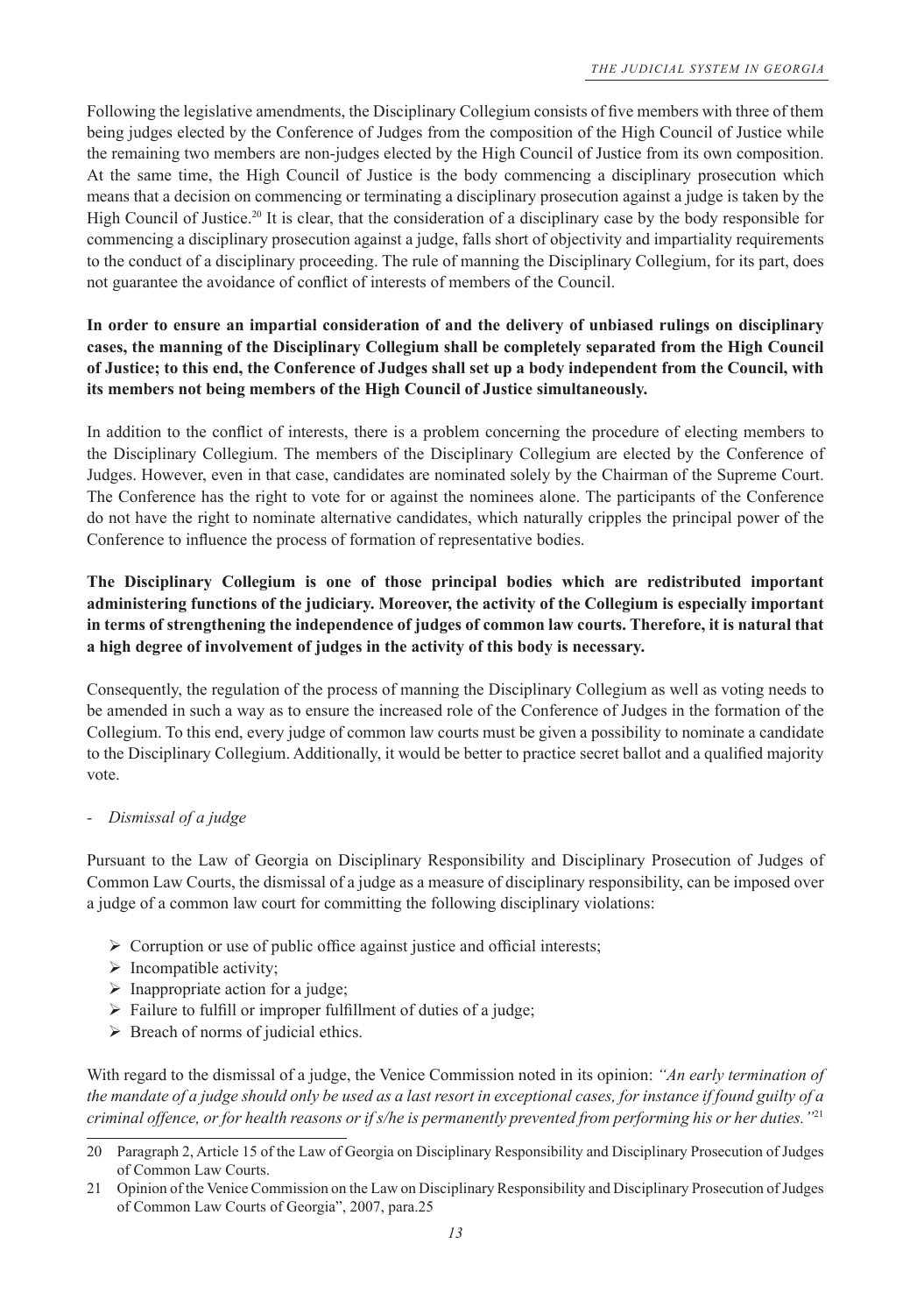Following the legislative amendments, the Disciplinary Collegium consists of five members with three of them being judges elected by the Conference of Judges from the composition of the High Council of Justice while the remaining two members are non-judges elected by the High Council of Justice from its own composition. At the same time, the High Council of Justice is the body commencing a disciplinary prosecution which means that a decision on commencing or terminating a disciplinary prosecution against a judge is taken by the High Council of Justice.[20] It is clear, that the consideration of a disciplinary case by the body responsible for commencing a disciplinary prosecution against a judge, falls short of objectivity and impartiality requirements to the conduct of a disciplinary proceeding. The rule of manning the Disciplinary Collegium, for its part, does not guarantee the avoidance of conflict of interests of members of the Council.

**In order to ensure an impartial consideration of and the delivery of unbiased rulings on disciplinary cases, the manning of the Disciplinary Collegium shall be completely separated from the High Council of Justice; to this end, the Conference of Judges shall set up a body independent from the Council, with its members not being members of the High Council of Justice simultaneously.**

In addition to the conflict of interests, there is a problem concerning the procedure of electing members to the Disciplinary Collegium. The members of the Disciplinary Collegium are elected by the Conference of Judges. However, even in that case, candidates are nominated solely by the Chairman of the Supreme Court. The Conference has the right to vote for or against the nominees alone. The participants of the Conference do not have the right to nominate alternative candidates, which naturally cripples the principal power of the Conference to influence the process of formation of representative bodies.

**The Disciplinary Collegium is one of those principal bodies which are redistributed important administering functions of the judiciary. Moreover, the activity of the Collegium is especially important in terms of strengthening the independence of judges of common law courts. Therefore, it is natural that a high degree of involvement of judges in the activity of this body is necessary.**

Consequently, the regulation of the process of manning the Disciplinary Collegium as well as voting needs to be amended in such a way as to ensure the increased role of the Conference of Judges in the formation of the Collegium. To this end, every judge of common law courts must be given a possibility to nominate a candidate to the Disciplinary Collegium. Additionally, it would be better to practice secret ballot and a qualified majority vote.

- *Dismissal of a judge*

Pursuant to the Law of Georgia on Disciplinary Responsibility and Disciplinary Prosecution of Judges of Common Law Courts, the dismissal of a judge as a measure of disciplinary responsibility, can be imposed over a judge of a common law court for committing the following disciplinary violations:

- Corruption or use of public office against justice and official interests;
- Incompatible activity;
- Inappropriate action for a judge;
- Failure to fulfill or improper fulfillment of duties of a judge;
- Breach of norms of judicial ethics.

With regard to the dismissal of a judge, the Venice Commission noted in its opinion: *"An early termination of the mandate of a judge should only be used as a last resort in exceptional cases, for instance if found guilty of a criminal offence, or for health reasons or if s/he is permanently prevented from performing his or her duties."*[21]

---

20 Paragraph 2, Article 15 of the Law of Georgia on Disciplinary Responsibility and Disciplinary Prosecution of Judges of Common Law Courts.

21 Opinion of the Venice Commission on the Law on Disciplinary Responsibility and Disciplinary Prosecution of Judges of Common Law Courts of Georgia", 2007, para.25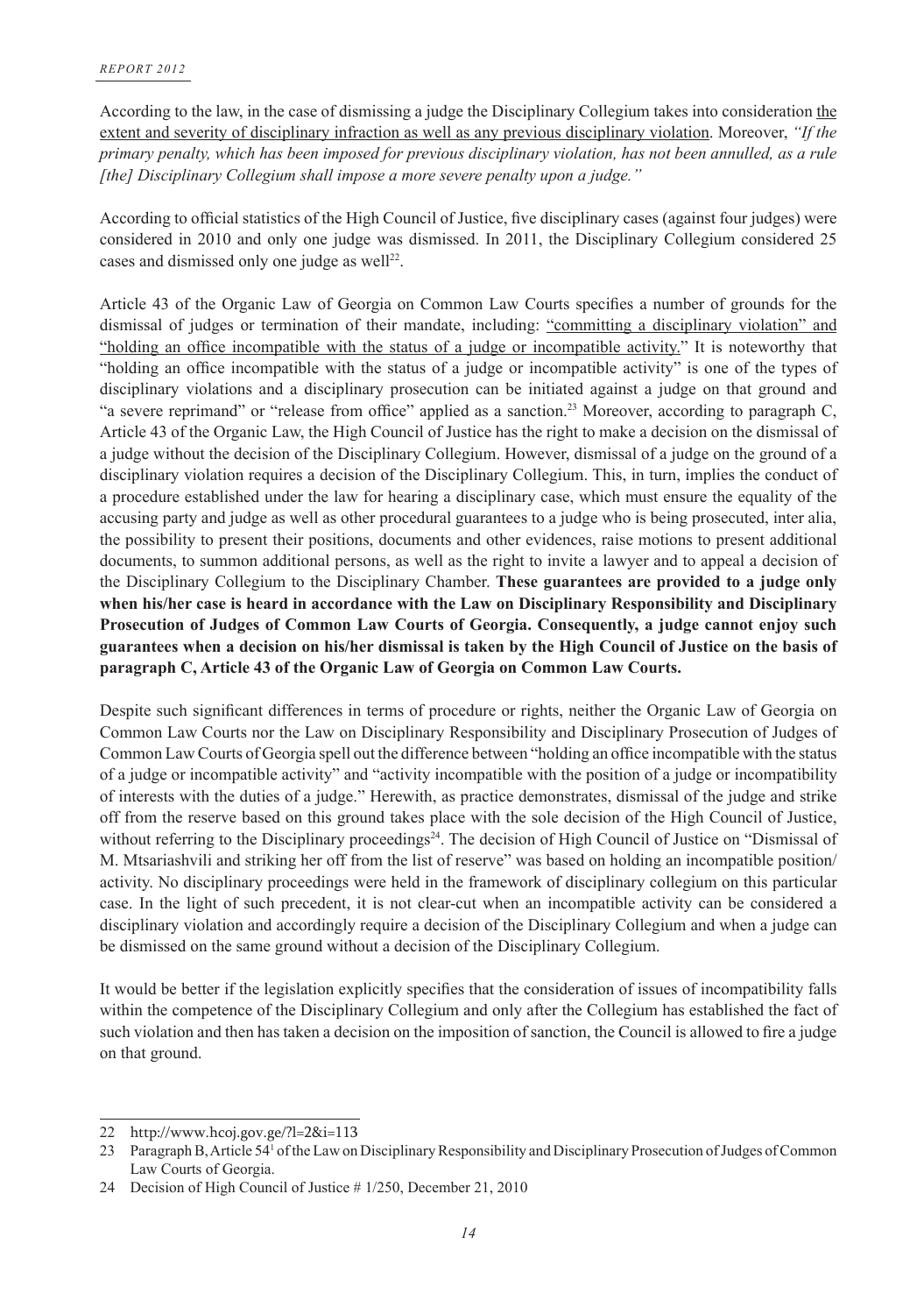According to the law, in the case of dismissing a judge the Disciplinary Collegium takes into consideration <u>the extent and severity of disciplinary infraction as well as any previous disciplinary violation</u>. Moreover, *"If the primary penalty, which has been imposed for previous disciplinary violation, has not been annulled, as a rule [the] Disciplinary Collegium shall impose a more severe penalty upon a judge."*

According to official statistics of the High Council of Justice, five disciplinary cases (against four judges) were considered in 2010 and only one judge was dismissed. In 2011, the Disciplinary Collegium considered 25 cases and dismissed only one judge as well[22].

Article 43 of the Organic Law of Georgia on Common Law Courts specifies a number of grounds for the dismissal of judges or termination of their mandate, including: <u>"committing a disciplinary violation" and "holding an office incompatible with the status of a judge or incompatible activity."</u> It is noteworthy that "holding an office incompatible with the status of a judge or incompatible activity" is one of the types of disciplinary violations and a disciplinary prosecution can be initiated against a judge on that ground and "a severe reprimand" or "release from office" applied as a sanction.[23] Moreover, according to paragraph C, Article 43 of the Organic Law, the High Council of Justice has the right to make a decision on the dismissal of a judge without the decision of the Disciplinary Collegium. However, dismissal of a judge on the ground of a disciplinary violation requires a decision of the Disciplinary Collegium. This, in turn, implies the conduct of a procedure established under the law for hearing a disciplinary case, which must ensure the equality of the accusing party and judge as well as other procedural guarantees to a judge who is being prosecuted, inter alia, the possibility to present their positions, documents and other evidences, raise motions to present additional documents, to summon additional persons, as well as the right to invite a lawyer and to appeal a decision of the Disciplinary Collegium to the Disciplinary Chamber. **These guarantees are provided to a judge only when his/her case is heard in accordance with the Law on Disciplinary Responsibility and Disciplinary Prosecution of Judges of Common Law Courts of Georgia. Consequently, a judge cannot enjoy such guarantees when a decision on his/her dismissal is taken by the High Council of Justice on the basis of paragraph C, Article 43 of the Organic Law of Georgia on Common Law Courts.**

Despite such significant differences in terms of procedure or rights, neither the Organic Law of Georgia on Common Law Courts nor the Law on Disciplinary Responsibility and Disciplinary Prosecution of Judges of Common Law Courts of Georgia spell out the difference between "holding an office incompatible with the status of a judge or incompatible activity" and "activity incompatible with the position of a judge or incompatibility of interests with the duties of a judge." Herewith, as practice demonstrates, dismissal of the judge and strike off from the reserve based on this ground takes place with the sole decision of the High Council of Justice, without referring to the Disciplinary proceedings[24]. The decision of High Council of Justice on "Dismissal of M. Mtsariashvili and striking her off from the list of reserve" was based on holding an incompatible position/activity. No disciplinary proceedings were held in the framework of disciplinary collegium on this particular case. In the light of such precedent, it is not clear-cut when an incompatible activity can be considered a disciplinary violation and accordingly require a decision of the Disciplinary Collegium and when a judge can be dismissed on the same ground without a decision of the Disciplinary Collegium.

It would be better if the legislation explicitly specifies that the consideration of issues of incompatibility falls within the competence of the Disciplinary Collegium and only after the Collegium has established the fact of such violation and then has taken a decision on the imposition of sanction, the Council is allowed to fire a judge on that ground.

---

22 http://www.hcoj.gov.ge/?l=2&i=113

23 Paragraph B, Article 54[1] of the Law on Disciplinary Responsibility and Disciplinary Prosecution of Judges of Common Law Courts of Georgia.

24 Decision of High Council of Justice # 1/250, December 21, 2010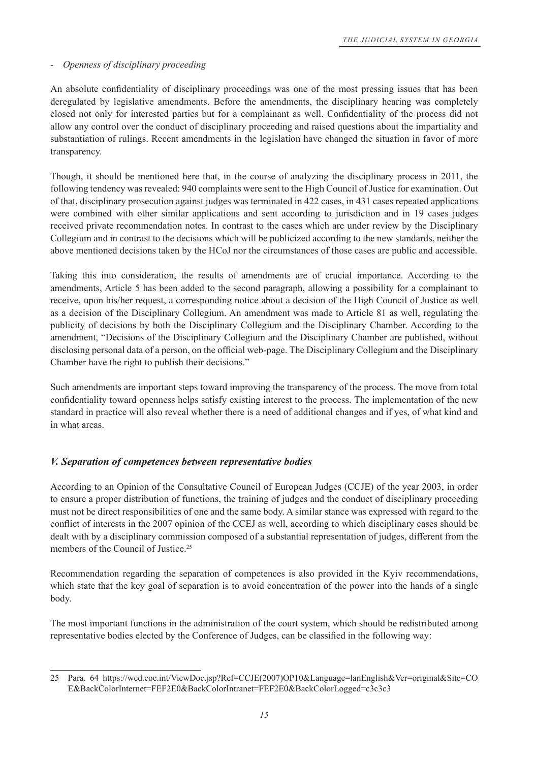- *Openness of disciplinary proceeding*

An absolute confidentiality of disciplinary proceedings was one of the most pressing issues that has been deregulated by legislative amendments. Before the amendments, the disciplinary hearing was completely closed not only for interested parties but for a complainant as well. Confidentiality of the process did not allow any control over the conduct of disciplinary proceeding and raised questions about the impartiality and substantiation of rulings. Recent amendments in the legislation have changed the situation in favor of more transparency.

Though, it should be mentioned here that, in the course of analyzing the disciplinary process in 2011, the following tendency was revealed: 940 complaints were sent to the High Council of Justice for examination. Out of that, disciplinary prosecution against judges was terminated in 422 cases, in 431 cases repeated applications were combined with other similar applications and sent according to jurisdiction and in 19 cases judges received private recommendation notes. In contrast to the cases which are under review by the Disciplinary Collegium and in contrast to the decisions which will be publicized according to the new standards, neither the above mentioned decisions taken by the HCoJ nor the circumstances of those cases are public and accessible.

Taking this into consideration, the results of amendments are of crucial importance. According to the amendments, Article 5 has been added to the second paragraph, allowing a possibility for a complainant to receive, upon his/her request, a corresponding notice about a decision of the High Council of Justice as well as a decision of the Disciplinary Collegium. An amendment was made to Article 81 as well, regulating the publicity of decisions by both the Disciplinary Collegium and the Disciplinary Chamber. According to the amendment, "Decisions of the Disciplinary Collegium and the Disciplinary Chamber are published, without disclosing personal data of a person, on the official web-page. The Disciplinary Collegium and the Disciplinary Chamber have the right to publish their decisions."

Such amendments are important steps toward improving the transparency of the process. The move from total confidentiality toward openness helps satisfy existing interest to the process. The implementation of the new standard in practice will also reveal whether there is a need of additional changes and if yes, of what kind and in what areas.

## *V. Separation of competences between representative bodies*

According to an Opinion of the Consultative Council of European Judges (CCJE) of the year 2003, in order to ensure a proper distribution of functions, the training of judges and the conduct of disciplinary proceeding must not be direct responsibilities of one and the same body. A similar stance was expressed with regard to the conflict of interests in the 2007 opinion of the CCEJ as well, according to which disciplinary cases should be dealt with by a disciplinary commission composed of a substantial representation of judges, different from the members of the Council of Justice.[25]

Recommendation regarding the separation of competences is also provided in the Kyiv recommendations, which state that the key goal of separation is to avoid concentration of the power into the hands of a single body.

The most important functions in the administration of the court system, which should be redistributed among representative bodies elected by the Conference of Judges, can be classified in the following way:

---

25 Para. 64 https://wcd.coe.int/ViewDoc.jsp?Ref=CCJE(2007)OP10&Language=lanEnglish&Ver=original&Site=COE&BackColorInternet=FEF2E0&BackColorIntranet=FEF2E0&BackColorLogged=c3c3c3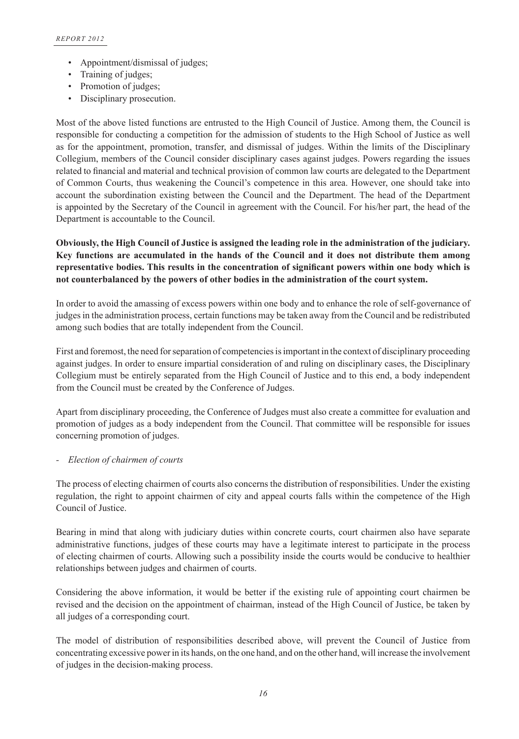- Appointment/dismissal of judges;
- Training of judges;
- Promotion of judges;
- Disciplinary prosecution.

Most of the above listed functions are entrusted to the High Council of Justice. Among them, the Council is responsible for conducting a competition for the admission of students to the High School of Justice as well as for the appointment, promotion, transfer, and dismissal of judges. Within the limits of the Disciplinary Collegium, members of the Council consider disciplinary cases against judges. Powers regarding the issues related to financial and material and technical provision of common law courts are delegated to the Department of Common Courts, thus weakening the Council's competence in this area. However, one should take into account the subordination existing between the Council and the Department. The head of the Department is appointed by the Secretary of the Council in agreement with the Council. For his/her part, the head of the Department is accountable to the Council.

**Obviously, the High Council of Justice is assigned the leading role in the administration of the judiciary. Key functions are accumulated in the hands of the Council and it does not distribute them among representative bodies. This results in the concentration of significant powers within one body which is not counterbalanced by the powers of other bodies in the administration of the court system.**

In order to avoid the amassing of excess powers within one body and to enhance the role of self-governance of judges in the administration process, certain functions may be taken away from the Council and be redistributed among such bodies that are totally independent from the Council.

First and foremost, the need for separation of competencies is important in the context of disciplinary proceeding against judges. In order to ensure impartial consideration of and ruling on disciplinary cases, the Disciplinary Collegium must be entirely separated from the High Council of Justice and to this end, a body independent from the Council must be created by the Conference of Judges.

Apart from disciplinary proceeding, the Conference of Judges must also create a committee for evaluation and promotion of judges as a body independent from the Council. That committee will be responsible for issues concerning promotion of judges.

- *Election of chairmen of courts*

The process of electing chairmen of courts also concerns the distribution of responsibilities. Under the existing regulation, the right to appoint chairmen of city and appeal courts falls within the competence of the High Council of Justice.

Bearing in mind that along with judiciary duties within concrete courts, court chairmen also have separate administrative functions, judges of these courts may have a legitimate interest to participate in the process of electing chairmen of courts. Allowing such a possibility inside the courts would be conducive to healthier relationships between judges and chairmen of courts.

Considering the above information, it would be better if the existing rule of appointing court chairmen be revised and the decision on the appointment of chairman, instead of the High Council of Justice, be taken by all judges of a corresponding court.

The model of distribution of responsibilities described above, will prevent the Council of Justice from concentrating excessive power in its hands, on the one hand, and on the other hand, will increase the involvement of judges in the decision-making process.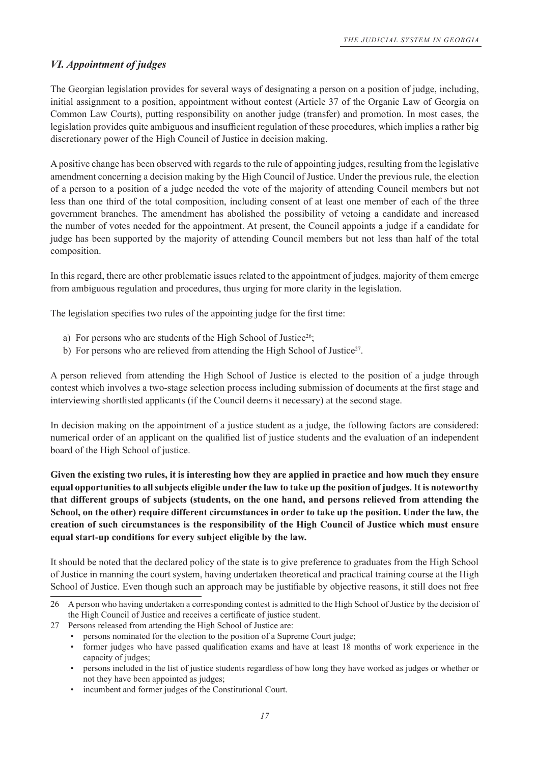## *VI. Appointment of judges*

The Georgian legislation provides for several ways of designating a person on a position of judge, including, initial assignment to a position, appointment without contest (Article 37 of the Organic Law of Georgia on Common Law Courts), putting responsibility on another judge (transfer) and promotion. In most cases, the legislation provides quite ambiguous and insufficient regulation of these procedures, which implies a rather big discretionary power of the High Council of Justice in decision making.

A positive change has been observed with regards to the rule of appointing judges, resulting from the legislative amendment concerning a decision making by the High Council of Justice. Under the previous rule, the election of a person to a position of a judge needed the vote of the majority of attending Council members but not less than one third of the total composition, including consent of at least one member of each of the three government branches. The amendment has abolished the possibility of vetoing a candidate and increased the number of votes needed for the appointment. At present, the Council appoints a judge if a candidate for judge has been supported by the majority of attending Council members but not less than half of the total composition.

In this regard, there are other problematic issues related to the appointment of judges, majority of them emerge from ambiguous regulation and procedures, thus urging for more clarity in the legislation.

The legislation specifies two rules of the appointing judge for the first time:

a) For persons who are students of the High School of Justice[26];
b) For persons who are relieved from attending the High School of Justice[27].

A person relieved from attending the High School of Justice is elected to the position of a judge through contest which involves a two-stage selection process including submission of documents at the first stage and interviewing shortlisted applicants (if the Council deems it necessary) at the second stage.

In decision making on the appointment of a justice student as a judge, the following factors are considered: numerical order of an applicant on the qualified list of justice students and the evaluation of an independent board of the High School of justice.

**Given the existing two rules, it is interesting how they are applied in practice and how much they ensure equal opportunities to all subjects eligible under the law to take up the position of judges. It is noteworthy that different groups of subjects (students, on the one hand, and persons relieved from attending the School, on the other) require different circumstances in order to take up the position. Under the law, the creation of such circumstances is the responsibility of the High Council of Justice which must ensure equal start-up conditions for every subject eligible by the law.**

It should be noted that the declared policy of the state is to give preference to graduates from the High School of Justice in manning the court system, having undertaken theoretical and practical training course at the High School of Justice. Even though such an approach may be justifiable by objective reasons, it still does not free

---

26 A person who having undertaken a corresponding contest is admitted to the High School of Justice by the decision of the High Council of Justice and receives a certificate of justice student.

27 Persons released from attending the High School of Justice are:
- persons nominated for the election to the position of a Supreme Court judge;
- former judges who have passed qualification exams and have at least 18 months of work experience in the capacity of judges;
- persons included in the list of justice students regardless of how long they have worked as judges or whether or not they have been appointed as judges;
- incumbent and former judges of the Constitutional Court.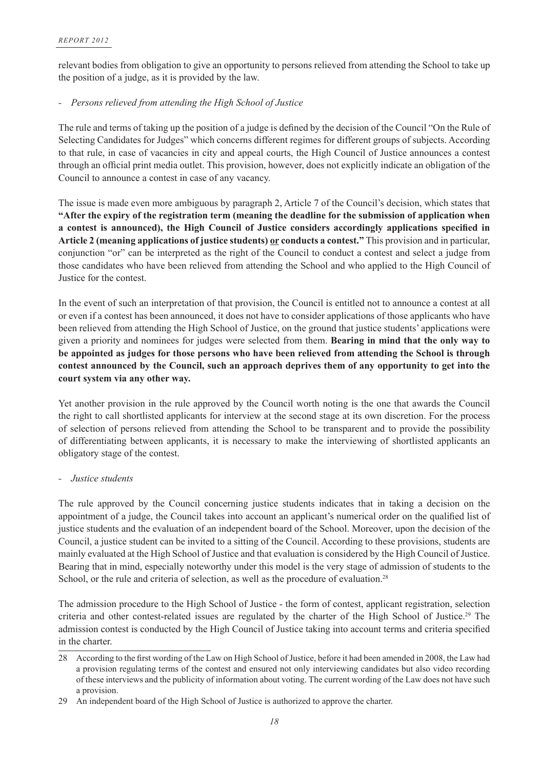relevant bodies from obligation to give an opportunity to persons relieved from attending the School to take up the position of a judge, as it is provided by the law.

- *Persons relieved from attending the High School of Justice*

The rule and terms of taking up the position of a judge is defined by the decision of the Council "On the Rule of Selecting Candidates for Judges" which concerns different regimes for different groups of subjects. According to that rule, in case of vacancies in city and appeal courts, the High Council of Justice announces a contest through an official print media outlet. This provision, however, does not explicitly indicate an obligation of the Council to announce a contest in case of any vacancy.

The issue is made even more ambiguous by paragraph 2, Article 7 of the Council's decision, which states that **"After the expiry of the registration term (meaning the deadline for the submission of application when a contest is announced), the High Council of Justice considers accordingly applications specified in Article 2 (meaning applications of justice students) <u>or</u> conducts a contest."** This provision and in particular, conjunction "or" can be interpreted as the right of the Council to conduct a contest and select a judge from those candidates who have been relieved from attending the School and who applied to the High Council of Justice for the contest.

In the event of such an interpretation of that provision, the Council is entitled not to announce a contest at all or even if a contest has been announced, it does not have to consider applications of those applicants who have been relieved from attending the High School of Justice, on the ground that justice students' applications were given a priority and nominees for judges were selected from them. **Bearing in mind that the only way to be appointed as judges for those persons who have been relieved from attending the School is through contest announced by the Council, such an approach deprives them of any opportunity to get into the court system via any other way.**

Yet another provision in the rule approved by the Council worth noting is the one that awards the Council the right to call shortlisted applicants for interview at the second stage at its own discretion. For the process of selection of persons relieved from attending the School to be transparent and to provide the possibility of differentiating between applicants, it is necessary to make the interviewing of shortlisted applicants an obligatory stage of the contest.

- *Justice students*

The rule approved by the Council concerning justice students indicates that in taking a decision on the appointment of a judge, the Council takes into account an applicant's numerical order on the qualified list of justice students and the evaluation of an independent board of the School. Moreover, upon the decision of the Council, a justice student can be invited to a sitting of the Council. According to these provisions, students are mainly evaluated at the High School of Justice and that evaluation is considered by the High Council of Justice. Bearing that in mind, especially noteworthy under this model is the very stage of admission of students to the School, or the rule and criteria of selection, as well as the procedure of evaluation.[28]

The admission procedure to the High School of Justice - the form of contest, applicant registration, selection criteria and other contest-related issues are regulated by the charter of the High School of Justice.[29] The admission contest is conducted by the High Council of Justice taking into account terms and criteria specified in the charter.

---

28 According to the first wording of the Law on High School of Justice, before it had been amended in 2008, the Law had a provision regulating terms of the contest and ensured not only interviewing candidates but also video recording of these interviews and the publicity of information about voting. The current wording of the Law does not have such a provision.

29 An independent board of the High School of Justice is authorized to approve the charter.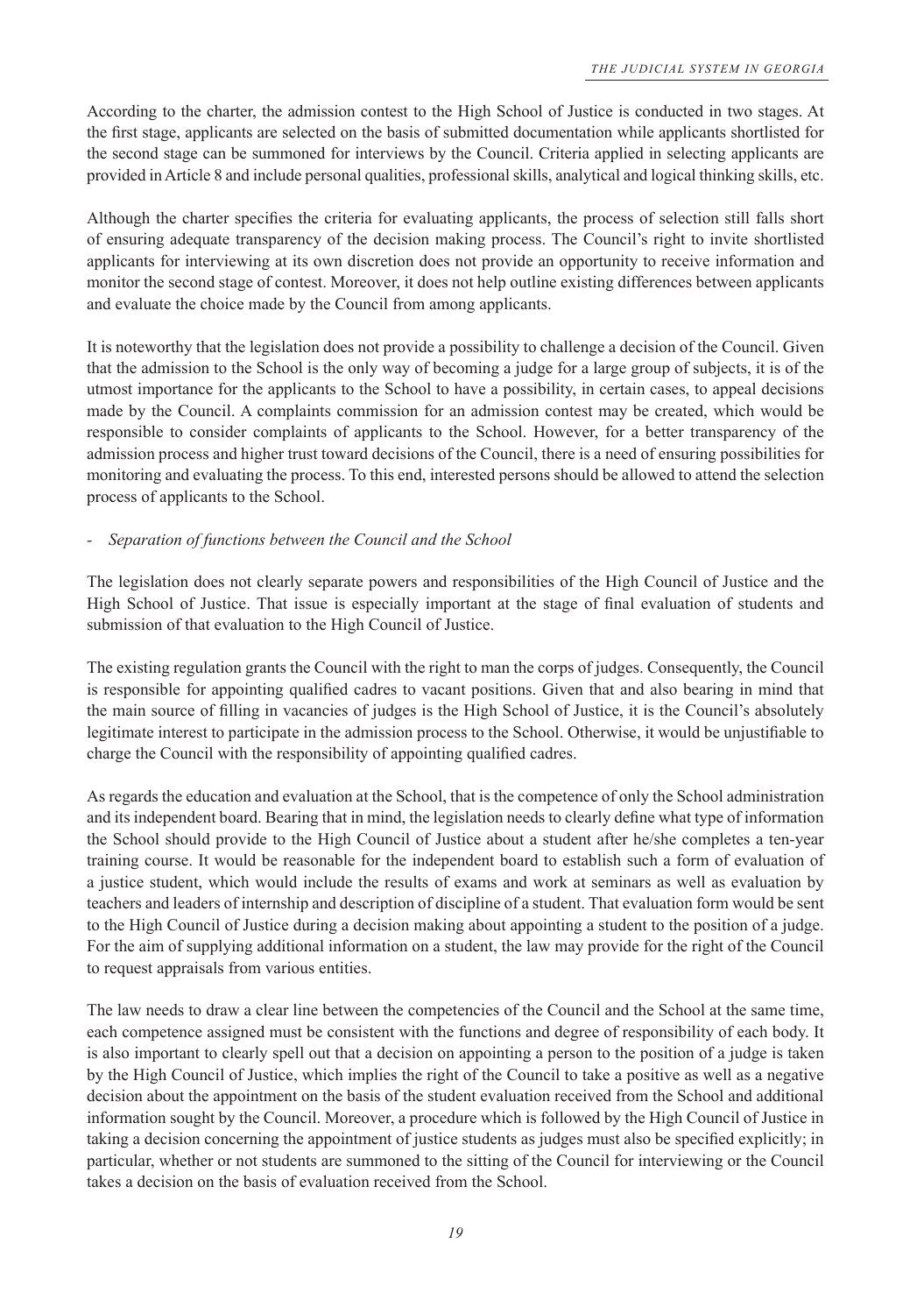According to the charter, the admission contest to the High School of Justice is conducted in two stages. At the first stage, applicants are selected on the basis of submitted documentation while applicants shortlisted for the second stage can be summoned for interviews by the Council. Criteria applied in selecting applicants are provided in Article 8 and include personal qualities, professional skills, analytical and logical thinking skills, etc.

Although the charter specifies the criteria for evaluating applicants, the process of selection still falls short of ensuring adequate transparency of the decision making process. The Council's right to invite shortlisted applicants for interviewing at its own discretion does not provide an opportunity to receive information and monitor the second stage of contest. Moreover, it does not help outline existing differences between applicants and evaluate the choice made by the Council from among applicants.

It is noteworthy that the legislation does not provide a possibility to challenge a decision of the Council. Given that the admission to the School is the only way of becoming a judge for a large group of subjects, it is of the utmost importance for the applicants to the School to have a possibility, in certain cases, to appeal decisions made by the Council. A complaints commission for an admission contest may be created, which would be responsible to consider complaints of applicants to the School. However, for a better transparency of the admission process and higher trust toward decisions of the Council, there is a need of ensuring possibilities for monitoring and evaluating the process. To this end, interested persons should be allowed to attend the selection process of applicants to the School.

- *Separation of functions between the Council and the School*

The legislation does not clearly separate powers and responsibilities of the High Council of Justice and the High School of Justice. That issue is especially important at the stage of final evaluation of students and submission of that evaluation to the High Council of Justice.

The existing regulation grants the Council with the right to man the corps of judges. Consequently, the Council is responsible for appointing qualified cadres to vacant positions. Given that and also bearing in mind that the main source of filling in vacancies of judges is the High School of Justice, it is the Council's absolutely legitimate interest to participate in the admission process to the School. Otherwise, it would be unjustifiable to charge the Council with the responsibility of appointing qualified cadres.

As regards the education and evaluation at the School, that is the competence of only the School administration and its independent board. Bearing that in mind, the legislation needs to clearly define what type of information the School should provide to the High Council of Justice about a student after he/she completes a ten-year training course. It would be reasonable for the independent board to establish such a form of evaluation of a justice student, which would include the results of exams and work at seminars as well as evaluation by teachers and leaders of internship and description of discipline of a student. That evaluation form would be sent to the High Council of Justice during a decision making about appointing a student to the position of a judge. For the aim of supplying additional information on a student, the law may provide for the right of the Council to request appraisals from various entities.

The law needs to draw a clear line between the competencies of the Council and the School at the same time, each competence assigned must be consistent with the functions and degree of responsibility of each body. It is also important to clearly spell out that a decision on appointing a person to the position of a judge is taken by the High Council of Justice, which implies the right of the Council to take a positive as well as a negative decision about the appointment on the basis of the student evaluation received from the School and additional information sought by the Council. Moreover, a procedure which is followed by the High Council of Justice in taking a decision concerning the appointment of justice students as judges must also be specified explicitly; in particular, whether or not students are summoned to the sitting of the Council for interviewing or the Council takes a decision on the basis of evaluation received from the School.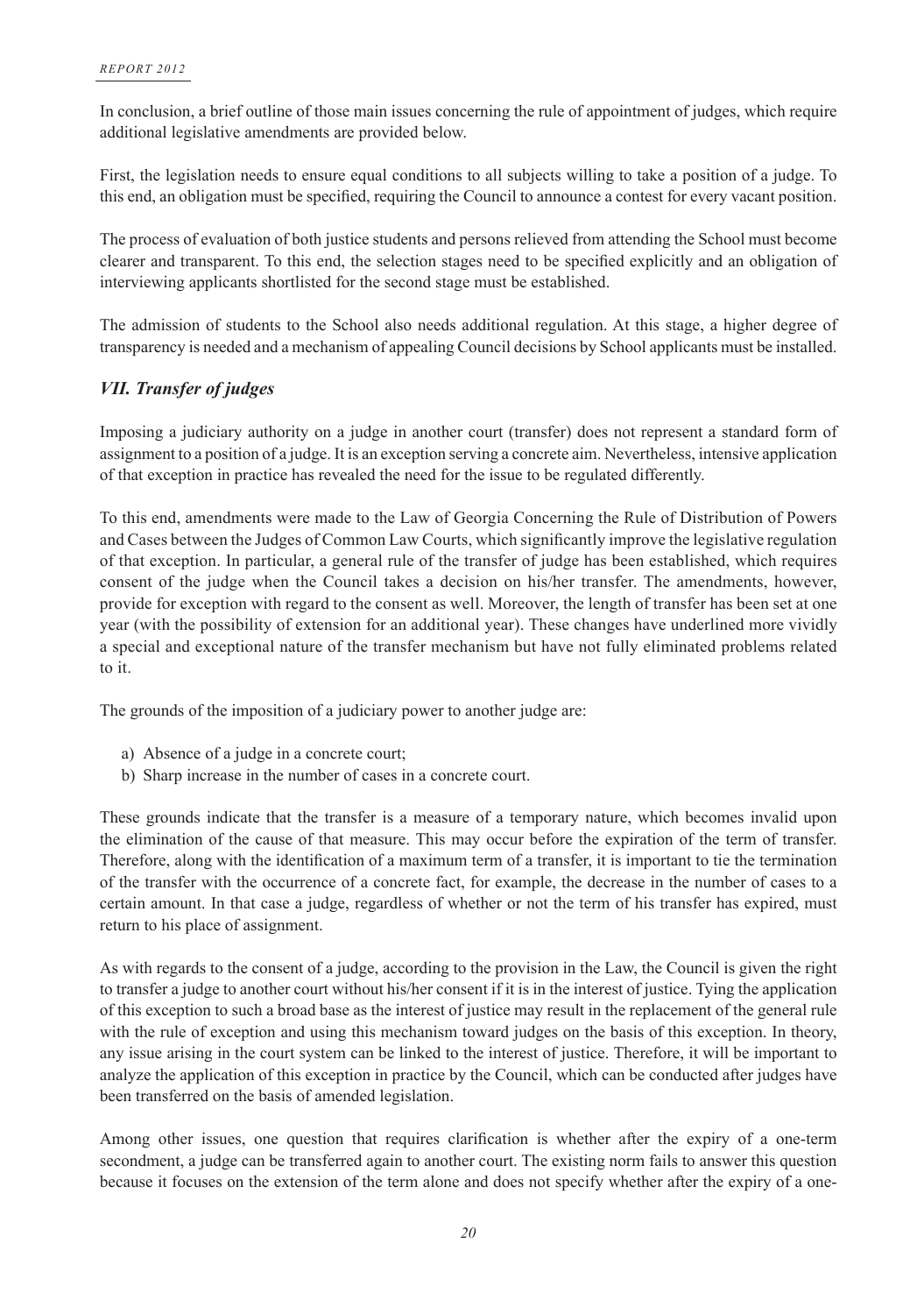In conclusion, a brief outline of those main issues concerning the rule of appointment of judges, which require additional legislative amendments are provided below.

First, the legislation needs to ensure equal conditions to all subjects willing to take a position of a judge. To this end, an obligation must be specified, requiring the Council to announce a contest for every vacant position.

The process of evaluation of both justice students and persons relieved from attending the School must become clearer and transparent. To this end, the selection stages need to be specified explicitly and an obligation of interviewing applicants shortlisted for the second stage must be established.

The admission of students to the School also needs additional regulation. At this stage, a higher degree of transparency is needed and a mechanism of appealing Council decisions by School applicants must be installed.

## *VII. Transfer of judges*

Imposing a judiciary authority on a judge in another court (transfer) does not represent a standard form of assignment to a position of a judge. It is an exception serving a concrete aim. Nevertheless, intensive application of that exception in practice has revealed the need for the issue to be regulated differently.

To this end, amendments were made to the Law of Georgia Concerning the Rule of Distribution of Powers and Cases between the Judges of Common Law Courts, which significantly improve the legislative regulation of that exception. In particular, a general rule of the transfer of judge has been established, which requires consent of the judge when the Council takes a decision on his/her transfer. The amendments, however, provide for exception with regard to the consent as well. Moreover, the length of transfer has been set at one year (with the possibility of extension for an additional year). These changes have underlined more vividly a special and exceptional nature of the transfer mechanism but have not fully eliminated problems related to it.

The grounds of the imposition of a judiciary power to another judge are:

a) Absence of a judge in a concrete court;
b) Sharp increase in the number of cases in a concrete court.

These grounds indicate that the transfer is a measure of a temporary nature, which becomes invalid upon the elimination of the cause of that measure. This may occur before the expiration of the term of transfer. Therefore, along with the identification of a maximum term of a transfer, it is important to tie the termination of the transfer with the occurrence of a concrete fact, for example, the decrease in the number of cases to a certain amount. In that case a judge, regardless of whether or not the term of his transfer has expired, must return to his place of assignment.

As with regards to the consent of a judge, according to the provision in the Law, the Council is given the right to transfer a judge to another court without his/her consent if it is in the interest of justice. Tying the application of this exception to such a broad base as the interest of justice may result in the replacement of the general rule with the rule of exception and using this mechanism toward judges on the basis of this exception. In theory, any issue arising in the court system can be linked to the interest of justice. Therefore, it will be important to analyze the application of this exception in practice by the Council, which can be conducted after judges have been transferred on the basis of amended legislation.

Among other issues, one question that requires clarification is whether after the expiry of a one-term secondment, a judge can be transferred again to another court. The existing norm fails to answer this question because it focuses on the extension of the term alone and does not specify whether after the expiry of a one-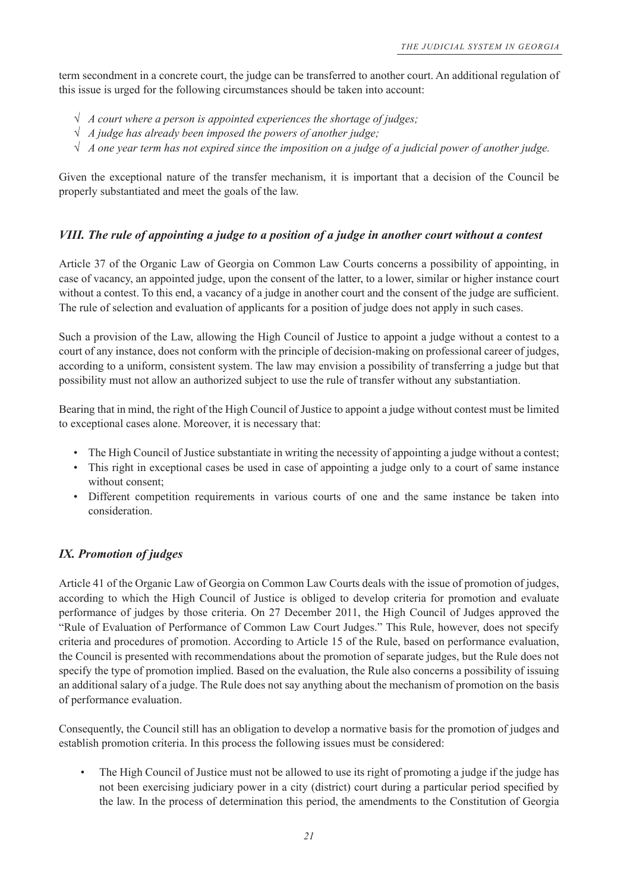term secondment in a concrete court, the judge can be transferred to another court. An additional regulation of this issue is urged for the following circumstances should be taken into account:

- √ *A court where a person is appointed experiences the shortage of judges;*
- √ *A judge has already been imposed the powers of another judge;*
- √ *A one year term has not expired since the imposition on a judge of a judicial power of another judge.*

Given the exceptional nature of the transfer mechanism, it is important that a decision of the Council be properly substantiated and meet the goals of the law.

## *VIII. The rule of appointing a judge to a position of a judge in another court without a contest*

Article 37 of the Organic Law of Georgia on Common Law Courts concerns a possibility of appointing, in case of vacancy, an appointed judge, upon the consent of the latter, to a lower, similar or higher instance court without a contest. To this end, a vacancy of a judge in another court and the consent of the judge are sufficient. The rule of selection and evaluation of applicants for a position of judge does not apply in such cases.

Such a provision of the Law, allowing the High Council of Justice to appoint a judge without a contest to a court of any instance, does not conform with the principle of decision-making on professional career of judges, according to a uniform, consistent system. The law may envision a possibility of transferring a judge but that possibility must not allow an authorized subject to use the rule of transfer without any substantiation.

Bearing that in mind, the right of the High Council of Justice to appoint a judge without contest must be limited to exceptional cases alone. Moreover, it is necessary that:

- The High Council of Justice substantiate in writing the necessity of appointing a judge without a contest;
- This right in exceptional cases be used in case of appointing a judge only to a court of same instance without consent;
- Different competition requirements in various courts of one and the same instance be taken into consideration.

## *IX. Promotion of judges*

Article 41 of the Organic Law of Georgia on Common Law Courts deals with the issue of promotion of judges, according to which the High Council of Justice is obliged to develop criteria for promotion and evaluate performance of judges by those criteria. On 27 December 2011, the High Council of Judges approved the "Rule of Evaluation of Performance of Common Law Court Judges." This Rule, however, does not specify criteria and procedures of promotion. According to Article 15 of the Rule, based on performance evaluation, the Council is presented with recommendations about the promotion of separate judges, but the Rule does not specify the type of promotion implied. Based on the evaluation, the Rule also concerns a possibility of issuing an additional salary of a judge. The Rule does not say anything about the mechanism of promotion on the basis of performance evaluation.

Consequently, the Council still has an obligation to develop a normative basis for the promotion of judges and establish promotion criteria. In this process the following issues must be considered:

- The High Council of Justice must not be allowed to use its right of promoting a judge if the judge has not been exercising judiciary power in a city (district) court during a particular period specified by the law. In the process of determination this period, the amendments to the Constitution of Georgia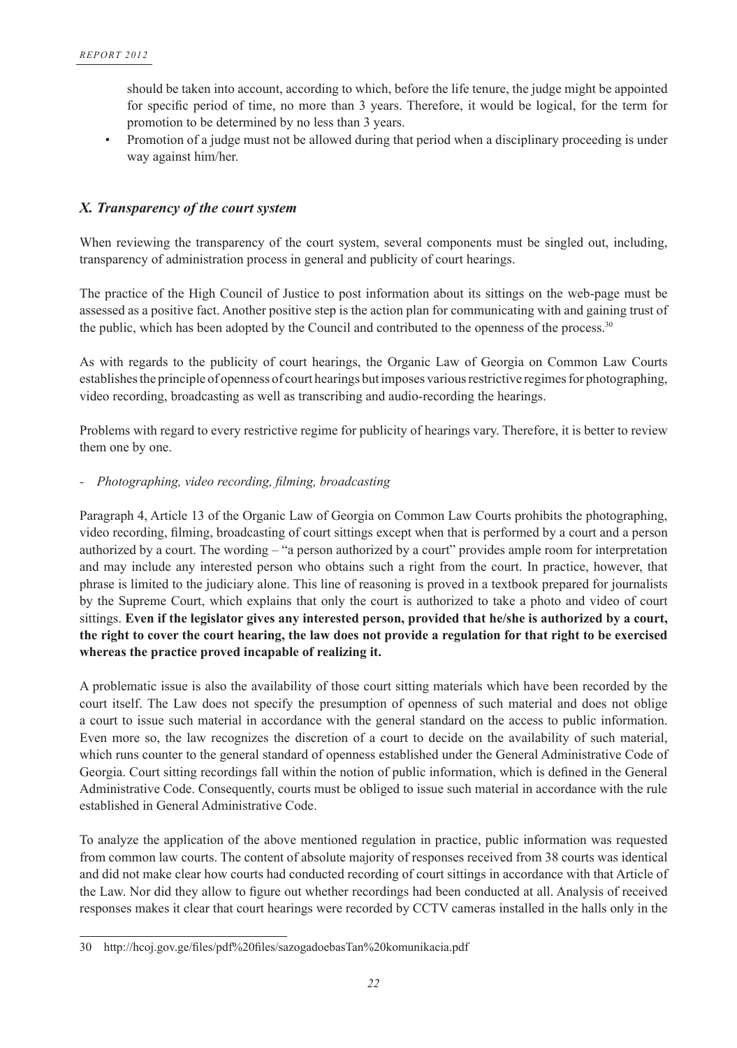should be taken into account, according to which, before the life tenure, the judge might be appointed for specific period of time, no more than 3 years. Therefore, it would be logical, for the term for promotion to be determined by no less than 3 years.

- Promotion of a judge must not be allowed during that period when a disciplinary proceeding is under way against him/her.

## *X. Transparency of the court system*

When reviewing the transparency of the court system, several components must be singled out, including, transparency of administration process in general and publicity of court hearings.

The practice of the High Council of Justice to post information about its sittings on the web-page must be assessed as a positive fact. Another positive step is the action plan for communicating with and gaining trust of the public, which has been adopted by the Council and contributed to the openness of the process.[30]

As with regards to the publicity of court hearings, the Organic Law of Georgia on Common Law Courts establishes the principle of openness of court hearings but imposes various restrictive regimes for photographing, video recording, broadcasting as well as transcribing and audio-recording the hearings.

Problems with regard to every restrictive regime for publicity of hearings vary. Therefore, it is better to review them one by one.

- *Photographing, video recording, filming, broadcasting*

Paragraph 4, Article 13 of the Organic Law of Georgia on Common Law Courts prohibits the photographing, video recording, filming, broadcasting of court sittings except when that is performed by a court and a person authorized by a court. The wording – "a person authorized by a court" provides ample room for interpretation and may include any interested person who obtains such a right from the court. In practice, however, that phrase is limited to the judiciary alone. This line of reasoning is proved in a textbook prepared for journalists by the Supreme Court, which explains that only the court is authorized to take a photo and video of court sittings. **Even if the legislator gives any interested person, provided that he/she is authorized by a court, the right to cover the court hearing, the law does not provide a regulation for that right to be exercised whereas the practice proved incapable of realizing it.**

A problematic issue is also the availability of those court sitting materials which have been recorded by the court itself. The Law does not specify the presumption of openness of such material and does not oblige a court to issue such material in accordance with the general standard on the access to public information. Even more so, the law recognizes the discretion of a court to decide on the availability of such material, which runs counter to the general standard of openness established under the General Administrative Code of Georgia. Court sitting recordings fall within the notion of public information, which is defined in the General Administrative Code. Consequently, courts must be obliged to issue such material in accordance with the rule established in General Administrative Code.

To analyze the application of the above mentioned regulation in practice, public information was requested from common law courts. The content of absolute majority of responses received from 38 courts was identical and did not make clear how courts had conducted recording of court sittings in accordance with that Article of the Law. Nor did they allow to figure out whether recordings had been conducted at all. Analysis of received responses makes it clear that court hearings were recorded by CCTV cameras installed in the halls only in the

---

30 http://hcoj.gov.ge/files/pdf%20files/sazogadoebasTan%20komunikacia.pdf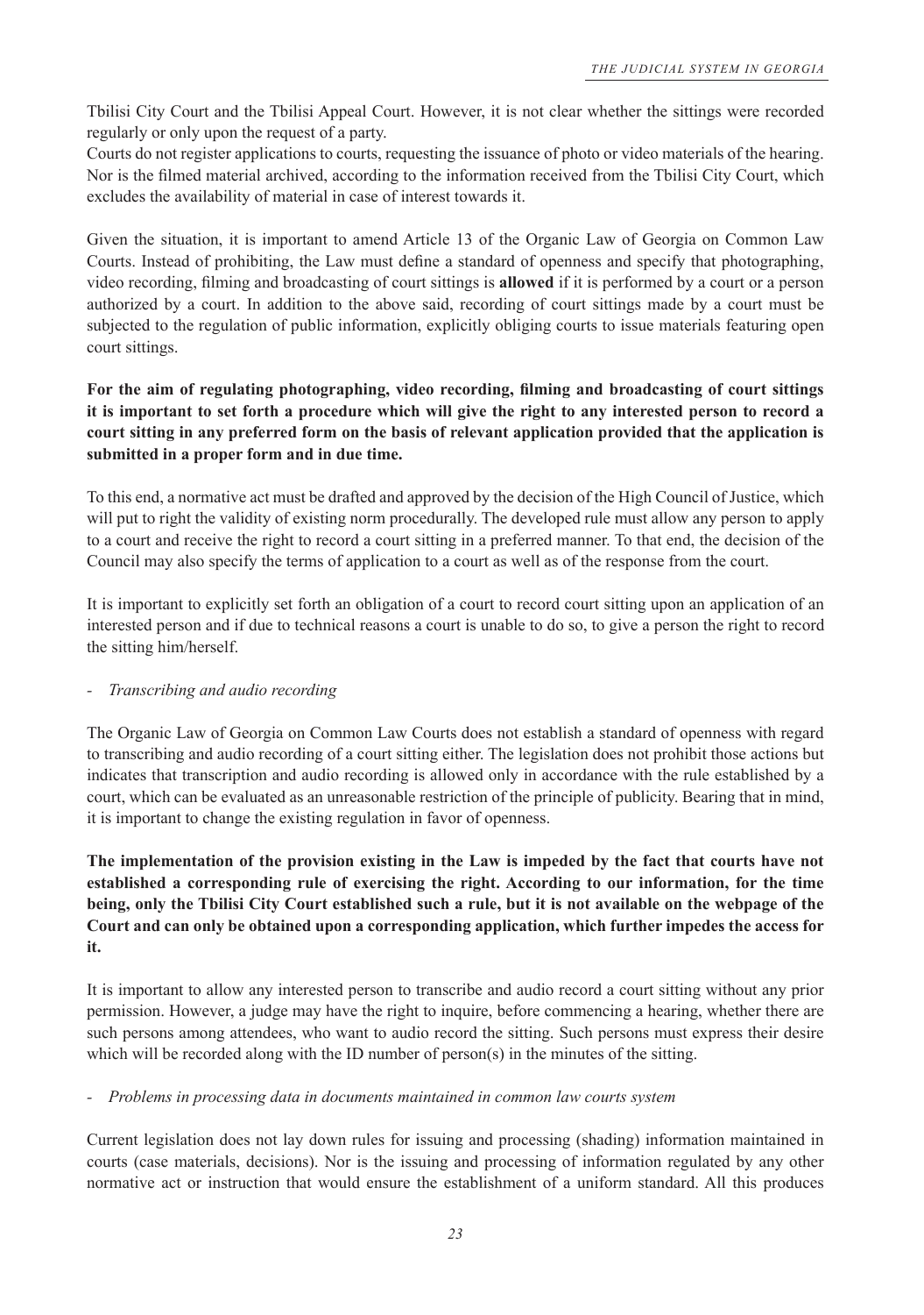Tbilisi City Court and the Tbilisi Appeal Court. However, it is not clear whether the sittings were recorded regularly or only upon the request of a party.

Courts do not register applications to courts, requesting the issuance of photo or video materials of the hearing. Nor is the filmed material archived, according to the information received from the Tbilisi City Court, which excludes the availability of material in case of interest towards it.

Given the situation, it is important to amend Article 13 of the Organic Law of Georgia on Common Law Courts. Instead of prohibiting, the Law must define a standard of openness and specify that photographing, video recording, filming and broadcasting of court sittings is **allowed** if it is performed by a court or a person authorized by a court. In addition to the above said, recording of court sittings made by a court must be subjected to the regulation of public information, explicitly obliging courts to issue materials featuring open court sittings.

**For the aim of regulating photographing, video recording, filming and broadcasting of court sittings it is important to set forth a procedure which will give the right to any interested person to record a court sitting in any preferred form on the basis of relevant application provided that the application is submitted in a proper form and in due time.**

To this end, a normative act must be drafted and approved by the decision of the High Council of Justice, which will put to right the validity of existing norm procedurally. The developed rule must allow any person to apply to a court and receive the right to record a court sitting in a preferred manner. To that end, the decision of the Council may also specify the terms of application to a court as well as of the response from the court.

It is important to explicitly set forth an obligation of a court to record court sitting upon an application of an interested person and if due to technical reasons a court is unable to do so, to give a person the right to record the sitting him/herself.

- *Transcribing and audio recording*

The Organic Law of Georgia on Common Law Courts does not establish a standard of openness with regard to transcribing and audio recording of a court sitting either. The legislation does not prohibit those actions but indicates that transcription and audio recording is allowed only in accordance with the rule established by a court, which can be evaluated as an unreasonable restriction of the principle of publicity. Bearing that in mind, it is important to change the existing regulation in favor of openness.

**The implementation of the provision existing in the Law is impeded by the fact that courts have not established a corresponding rule of exercising the right. According to our information, for the time being, only the Tbilisi City Court established such a rule, but it is not available on the webpage of the Court and can only be obtained upon a corresponding application, which further impedes the access for it.**

It is important to allow any interested person to transcribe and audio record a court sitting without any prior permission. However, a judge may have the right to inquire, before commencing a hearing, whether there are such persons among attendees, who want to audio record the sitting. Such persons must express their desire which will be recorded along with the ID number of person(s) in the minutes of the sitting.

- *Problems in processing data in documents maintained in common law courts system*

Current legislation does not lay down rules for issuing and processing (shading) information maintained in courts (case materials, decisions). Nor is the issuing and processing of information regulated by any other normative act or instruction that would ensure the establishment of a uniform standard. All this produces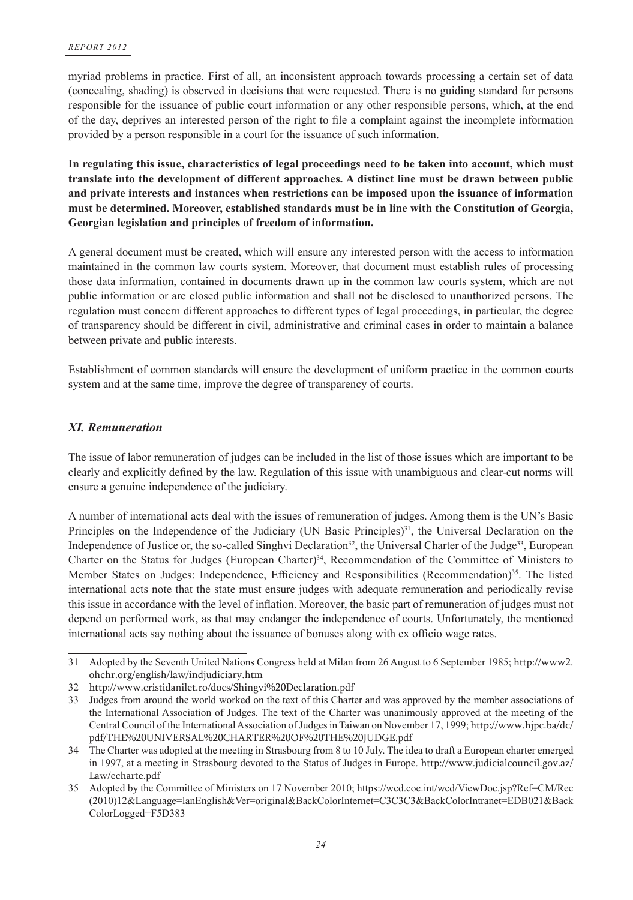myriad problems in practice. First of all, an inconsistent approach towards processing a certain set of data (concealing, shading) is observed in decisions that were requested. There is no guiding standard for persons responsible for the issuance of public court information or any other responsible persons, which, at the end of the day, deprives an interested person of the right to file a complaint against the incomplete information provided by a person responsible in a court for the issuance of such information.

**In regulating this issue, characteristics of legal proceedings need to be taken into account, which must translate into the development of different approaches. A distinct line must be drawn between public and private interests and instances when restrictions can be imposed upon the issuance of information must be determined. Moreover, established standards must be in line with the Constitution of Georgia, Georgian legislation and principles of freedom of information.**

A general document must be created, which will ensure any interested person with the access to information maintained in the common law courts system. Moreover, that document must establish rules of processing those data information, contained in documents drawn up in the common law courts system, which are not public information or are closed public information and shall not be disclosed to unauthorized persons. The regulation must concern different approaches to different types of legal proceedings, in particular, the degree of transparency should be different in civil, administrative and criminal cases in order to maintain a balance between private and public interests.

Establishment of common standards will ensure the development of uniform practice in the common courts system and at the same time, improve the degree of transparency of courts.

## *XI. Remuneration*

The issue of labor remuneration of judges can be included in the list of those issues which are important to be clearly and explicitly defined by the law. Regulation of this issue with unambiguous and clear-cut norms will ensure a genuine independence of the judiciary.

A number of international acts deal with the issues of remuneration of judges. Among them is the UN's Basic Principles on the Independence of the Judiciary (UN Basic Principles)[31], the Universal Declaration on the Independence of Justice or, the so-called Singhvi Declaration[32], the Universal Charter of the Judge[33], European Charter on the Status for Judges (European Charter)[34], Recommendation of the Committee of Ministers to Member States on Judges: Independence, Efficiency and Responsibilities (Recommendation)[35]. The listed international acts note that the state must ensure judges with adequate remuneration and periodically revise this issue in accordance with the level of inflation. Moreover, the basic part of remuneration of judges must not depend on performed work, as that may endanger the independence of courts. Unfortunately, the mentioned international acts say nothing about the issuance of bonuses along with ex officio wage rates.

---

31 Adopted by the Seventh United Nations Congress held at Milan from 26 August to 6 September 1985; http://www2.ohchr.org/english/law/indjudiciary.htm

32 http://www.cristidanilet.ro/docs/Shingvi%20Declaration.pdf

33 Judges from around the world worked on the text of this Charter and was approved by the member associations of the International Association of Judges. The text of the Charter was unanimously approved at the meeting of the Central Council of the International Association of Judges in Taiwan on November 17, 1999; http://www.hjpc.ba/dc/pdf/THE%20UNIVERSAL%20CHARTER%20OF%20THE%20JUDGE.pdf

34 The Charter was adopted at the meeting in Strasbourg from 8 to 10 July. The idea to draft a European charter emerged in 1997, at a meeting in Strasbourg devoted to the Status of Judges in Europe. http://www.judicialcouncil.gov.az/Law/echarte.pdf

35 Adopted by the Committee of Ministers on 17 November 2010; https://wcd.coe.int/wcd/ViewDoc.jsp?Ref=CM/Rec(2010)12&Language=lanEnglish&Ver=original&BackColorInternet=C3C3C3&BackColorIntranet=EDB021&BackColorLogged=F5D383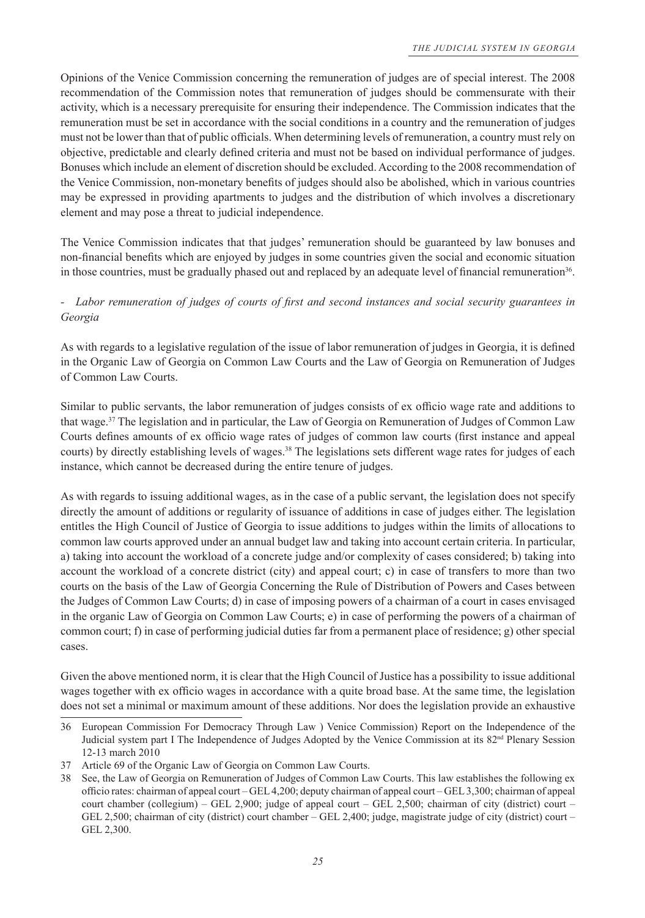Opinions of the Venice Commission concerning the remuneration of judges are of special interest. The 2008 recommendation of the Commission notes that remuneration of judges should be commensurate with their activity, which is a necessary prerequisite for ensuring their independence. The Commission indicates that the remuneration must be set in accordance with the social conditions in a country and the remuneration of judges must not be lower than that of public officials. When determining levels of remuneration, a country must rely on objective, predictable and clearly defined criteria and must not be based on individual performance of judges. Bonuses which include an element of discretion should be excluded. According to the 2008 recommendation of the Venice Commission, non-monetary benefits of judges should also be abolished, which in various countries may be expressed in providing apartments to judges and the distribution of which involves a discretionary element and may pose a threat to judicial independence.

The Venice Commission indicates that that judges' remuneration should be guaranteed by law bonuses and non-financial benefits which are enjoyed by judges in some countries given the social and economic situation in those countries, must be gradually phased out and replaced by an adequate level of financial remuneration[36].

*- Labor remuneration of judges of courts of first and second instances and social security guarantees in Georgia*

As with regards to a legislative regulation of the issue of labor remuneration of judges in Georgia, it is defined in the Organic Law of Georgia on Common Law Courts and the Law of Georgia on Remuneration of Judges of Common Law Courts.

Similar to public servants, the labor remuneration of judges consists of ex officio wage rate and additions to that wage.[37] The legislation and in particular, the Law of Georgia on Remuneration of Judges of Common Law Courts defines amounts of ex officio wage rates of judges of common law courts (first instance and appeal courts) by directly establishing levels of wages.[38] The legislations sets different wage rates for judges of each instance, which cannot be decreased during the entire tenure of judges.

As with regards to issuing additional wages, as in the case of a public servant, the legislation does not specify directly the amount of additions or regularity of issuance of additions in case of judges either. The legislation entitles the High Council of Justice of Georgia to issue additions to judges within the limits of allocations to common law courts approved under an annual budget law and taking into account certain criteria. In particular, a) taking into account the workload of a concrete judge and/or complexity of cases considered; b) taking into account the workload of a concrete district (city) and appeal court; c) in case of transfers to more than two courts on the basis of the Law of Georgia Concerning the Rule of Distribution of Powers and Cases between the Judges of Common Law Courts; d) in case of imposing powers of a chairman of a court in cases envisaged in the organic Law of Georgia on Common Law Courts; e) in case of performing the powers of a chairman of common court; f) in case of performing judicial duties far from a permanent place of residence; g) other special cases.

Given the above mentioned norm, it is clear that the High Council of Justice has a possibility to issue additional wages together with ex officio wages in accordance with a quite broad base. At the same time, the legislation does not set a minimal or maximum amount of these additions. Nor does the legislation provide an exhaustive

---

36 European Commission For Democracy Through Law ) Venice Commission) Report on the Independence of the Judicial system part I The Independence of Judges Adopted by the Venice Commission at its 82nd Plenary Session 12-13 march 2010

37 Article 69 of the Organic Law of Georgia on Common Law Courts.

38 See, the Law of Georgia on Remuneration of Judges of Common Law Courts. This law establishes the following ex officio rates: chairman of appeal court – GEL 4,200; deputy chairman of appeal court – GEL 3,300; chairman of appeal court chamber (collegium) – GEL 2,900; judge of appeal court – GEL 2,500; chairman of city (district) court – GEL 2,500; chairman of city (district) court chamber – GEL 2,400; judge, magistrate judge of city (district) court – GEL 2,300.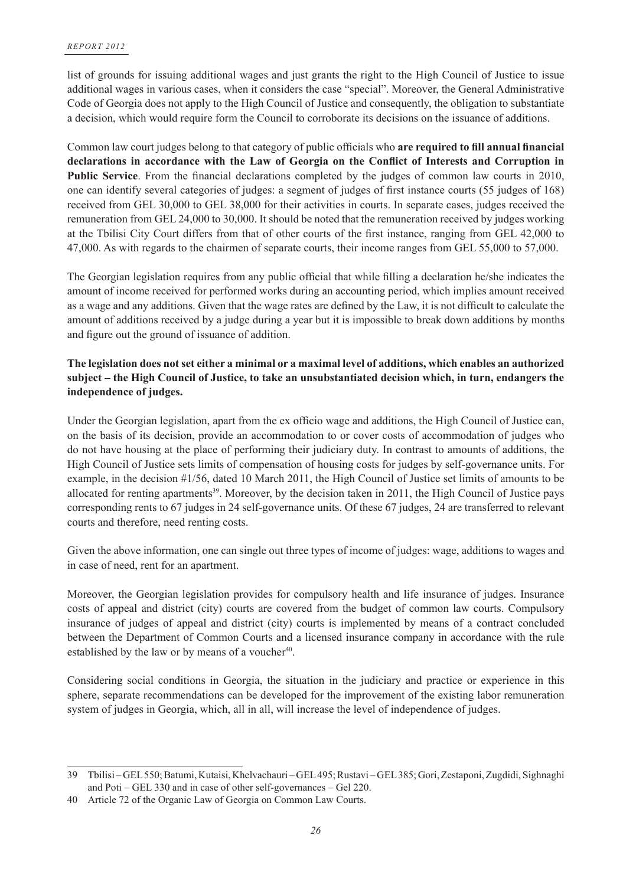list of grounds for issuing additional wages and just grants the right to the High Council of Justice to issue additional wages in various cases, when it considers the case "special". Moreover, the General Administrative Code of Georgia does not apply to the High Council of Justice and consequently, the obligation to substantiate a decision, which would require form the Council to corroborate its decisions on the issuance of additions.

Common law court judges belong to that category of public officials who **are required to fill annual financial declarations in accordance with the Law of Georgia on the Conflict of Interests and Corruption in Public Service**. From the financial declarations completed by the judges of common law courts in 2010, one can identify several categories of judges: a segment of judges of first instance courts (55 judges of 168) received from GEL 30,000 to GEL 38,000 for their activities in courts. In separate cases, judges received the remuneration from GEL 24,000 to 30,000. It should be noted that the remuneration received by judges working at the Tbilisi City Court differs from that of other courts of the first instance, ranging from GEL 42,000 to 47,000. As with regards to the chairmen of separate courts, their income ranges from GEL 55,000 to 57,000.

The Georgian legislation requires from any public official that while filling a declaration he/she indicates the amount of income received for performed works during an accounting period, which implies amount received as a wage and any additions. Given that the wage rates are defined by the Law, it is not difficult to calculate the amount of additions received by a judge during a year but it is impossible to break down additions by months and figure out the ground of issuance of addition.

**The legislation does not set either a minimal or a maximal level of additions, which enables an authorized subject – the High Council of Justice, to take an unsubstantiated decision which, in turn, endangers the independence of judges.**

Under the Georgian legislation, apart from the ex officio wage and additions, the High Council of Justice can, on the basis of its decision, provide an accommodation to or cover costs of accommodation of judges who do not have housing at the place of performing their judiciary duty. In contrast to amounts of additions, the High Council of Justice sets limits of compensation of housing costs for judges by self-governance units. For example, in the decision #1/56, dated 10 March 2011, the High Council of Justice set limits of amounts to be allocated for renting apartments[39]. Moreover, by the decision taken in 2011, the High Council of Justice pays corresponding rents to 67 judges in 24 self-governance units. Of these 67 judges, 24 are transferred to relevant courts and therefore, need renting costs.

Given the above information, one can single out three types of income of judges: wage, additions to wages and in case of need, rent for an apartment.

Moreover, the Georgian legislation provides for compulsory health and life insurance of judges. Insurance costs of appeal and district (city) courts are covered from the budget of common law courts. Compulsory insurance of judges of appeal and district (city) courts is implemented by means of a contract concluded between the Department of Common Courts and a licensed insurance company in accordance with the rule established by the law or by means of a voucher[40].

Considering social conditions in Georgia, the situation in the judiciary and practice or experience in this sphere, separate recommendations can be developed for the improvement of the existing labor remuneration system of judges in Georgia, which, all in all, will increase the level of independence of judges.

---

39 Tbilisi – GEL 550; Batumi, Kutaisi, Khelvachauri – GEL 495; Rustavi – GEL 385; Gori, Zestaponi, Zugdidi, Sighnaghi and Poti – GEL 330 and in case of other self-governances – Gel 220.

40 Article 72 of the Organic Law of Georgia on Common Law Courts.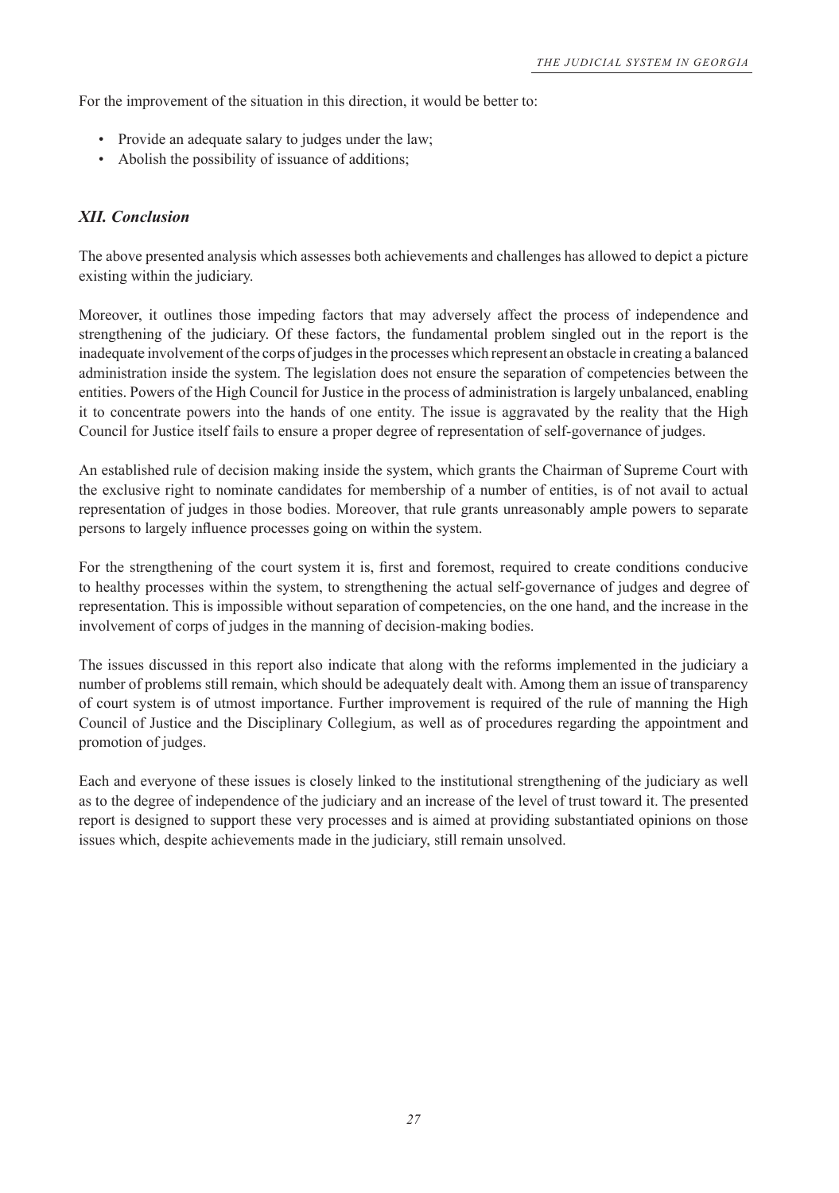For the improvement of the situation in this direction, it would be better to:

- Provide an adequate salary to judges under the law;
- Abolish the possibility of issuance of additions;

### *XII. Conclusion*

The above presented analysis which assesses both achievements and challenges has allowed to depict a picture existing within the judiciary.

Moreover, it outlines those impeding factors that may adversely affect the process of independence and strengthening of the judiciary. Of these factors, the fundamental problem singled out in the report is the inadequate involvement of the corps of judges in the processes which represent an obstacle in creating a balanced administration inside the system. The legislation does not ensure the separation of competencies between the entities. Powers of the High Council for Justice in the process of administration is largely unbalanced, enabling it to concentrate powers into the hands of one entity. The issue is aggravated by the reality that the High Council for Justice itself fails to ensure a proper degree of representation of self-governance of judges.

An established rule of decision making inside the system, which grants the Chairman of Supreme Court with the exclusive right to nominate candidates for membership of a number of entities, is of not avail to actual representation of judges in those bodies. Moreover, that rule grants unreasonably ample powers to separate persons to largely influence processes going on within the system.

For the strengthening of the court system it is, first and foremost, required to create conditions conducive to healthy processes within the system, to strengthening the actual self-governance of judges and degree of representation. This is impossible without separation of competencies, on the one hand, and the increase in the involvement of corps of judges in the manning of decision-making bodies.

The issues discussed in this report also indicate that along with the reforms implemented in the judiciary a number of problems still remain, which should be adequately dealt with. Among them an issue of transparency of court system is of utmost importance. Further improvement is required of the rule of manning the High Council of Justice and the Disciplinary Collegium, as well as of procedures regarding the appointment and promotion of judges.

Each and everyone of these issues is closely linked to the institutional strengthening of the judiciary as well as to the degree of independence of the judiciary and an increase of the level of trust toward it. The presented report is designed to support these very processes and is aimed at providing substantiated opinions on those issues which, despite achievements made in the judiciary, still remain unsolved.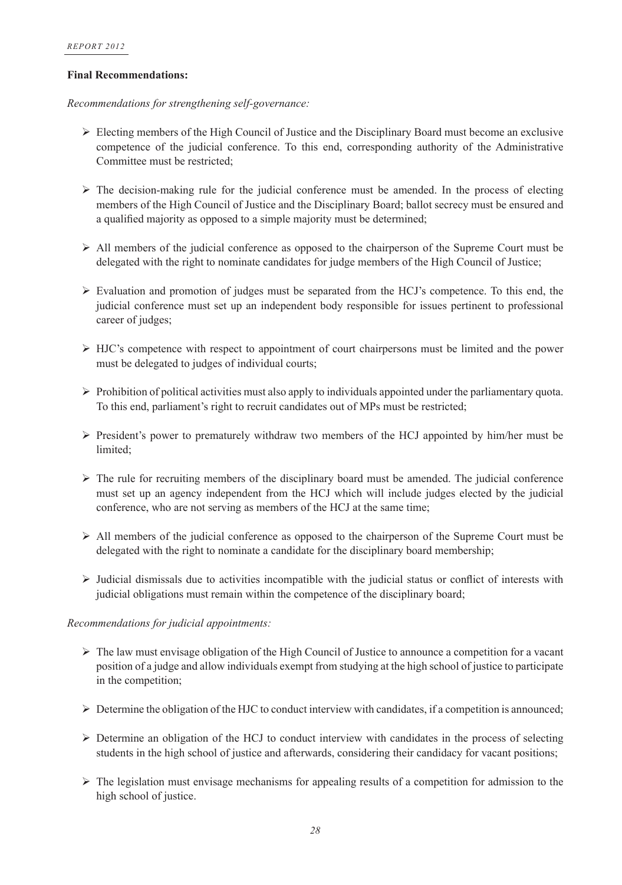**Final Recommendations:**

*Recommendations for strengthening self-governance:*

- Electing members of the High Council of Justice and the Disciplinary Board must become an exclusive competence of the judicial conference. To this end, corresponding authority of the Administrative Committee must be restricted;
- The decision-making rule for the judicial conference must be amended. In the process of electing members of the High Council of Justice and the Disciplinary Board; ballot secrecy must be ensured and a qualified majority as opposed to a simple majority must be determined;
- All members of the judicial conference as opposed to the chairperson of the Supreme Court must be delegated with the right to nominate candidates for judge members of the High Council of Justice;
- Evaluation and promotion of judges must be separated from the HCJ's competence. To this end, the judicial conference must set up an independent body responsible for issues pertinent to professional career of judges;
- HJC's competence with respect to appointment of court chairpersons must be limited and the power must be delegated to judges of individual courts;
- Prohibition of political activities must also apply to individuals appointed under the parliamentary quota. To this end, parliament's right to recruit candidates out of MPs must be restricted;
- President's power to prematurely withdraw two members of the HCJ appointed by him/her must be limited;
- The rule for recruiting members of the disciplinary board must be amended. The judicial conference must set up an agency independent from the HCJ which will include judges elected by the judicial conference, who are not serving as members of the HCJ at the same time;
- All members of the judicial conference as opposed to the chairperson of the Supreme Court must be delegated with the right to nominate a candidate for the disciplinary board membership;
- Judicial dismissals due to activities incompatible with the judicial status or conflict of interests with judicial obligations must remain within the competence of the disciplinary board;

*Recommendations for judicial appointments:*

- The law must envisage obligation of the High Council of Justice to announce a competition for a vacant position of a judge and allow individuals exempt from studying at the high school of justice to participate in the competition;
- Determine the obligation of the HJC to conduct interview with candidates, if a competition is announced;
- Determine an obligation of the HCJ to conduct interview with candidates in the process of selecting students in the high school of justice and afterwards, considering their candidacy for vacant positions;
- The legislation must envisage mechanisms for appealing results of a competition for admission to the high school of justice.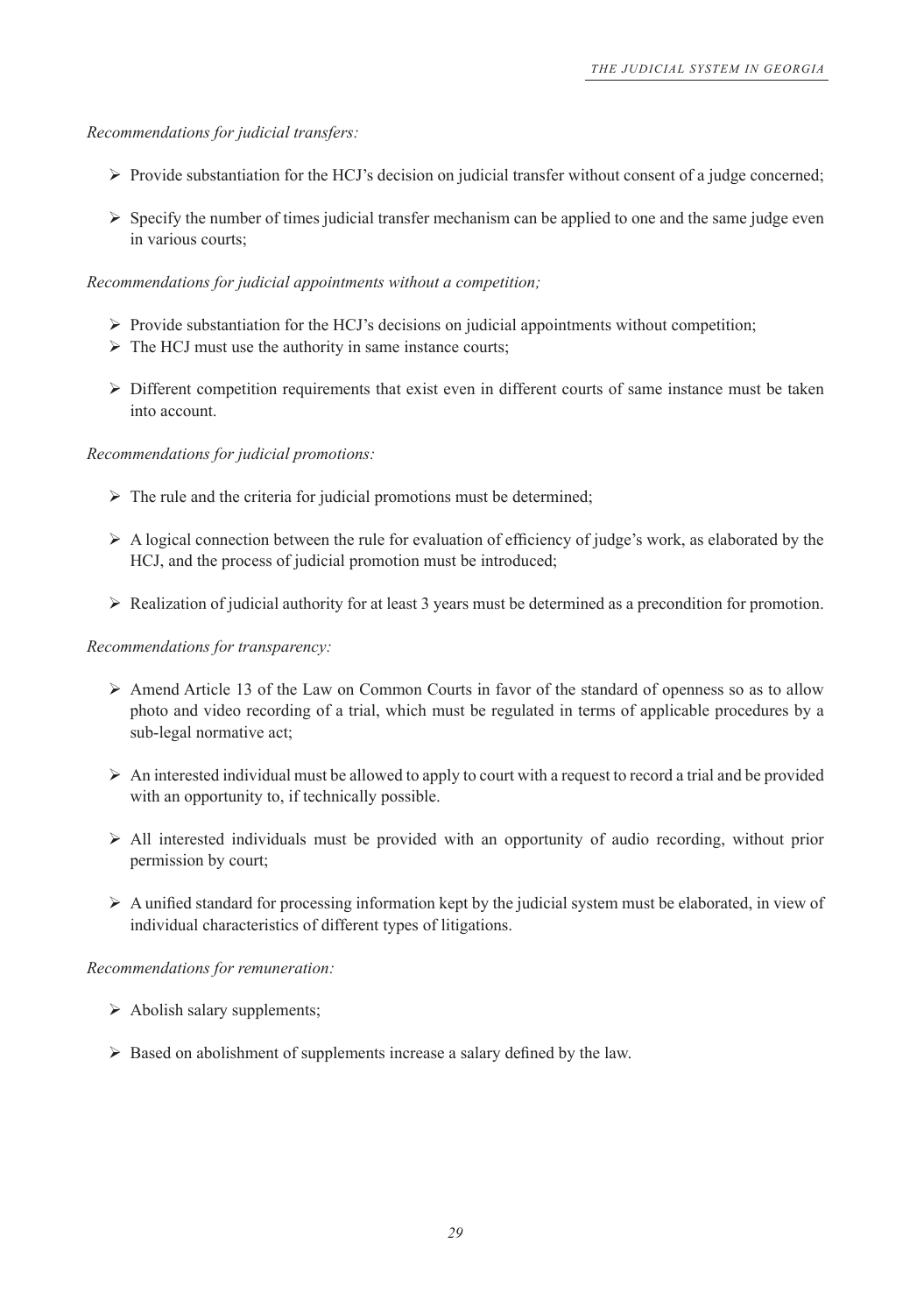*Recommendations for judicial transfers:*

- Provide substantiation for the HCJ's decision on judicial transfer without consent of a judge concerned;
- Specify the number of times judicial transfer mechanism can be applied to one and the same judge even in various courts;

*Recommendations for judicial appointments without a competition;*

- Provide substantiation for the HCJ's decisions on judicial appointments without competition;
- The HCJ must use the authority in same instance courts;
- Different competition requirements that exist even in different courts of same instance must be taken into account.

*Recommendations for judicial promotions:*

- The rule and the criteria for judicial promotions must be determined;
- A logical connection between the rule for evaluation of efficiency of judge's work, as elaborated by the HCJ, and the process of judicial promotion must be introduced;
- Realization of judicial authority for at least 3 years must be determined as a precondition for promotion.

*Recommendations for transparency:*

- Amend Article 13 of the Law on Common Courts in favor of the standard of openness so as to allow photo and video recording of a trial, which must be regulated in terms of applicable procedures by a sub-legal normative act;
- An interested individual must be allowed to apply to court with a request to record a trial and be provided with an opportunity to, if technically possible.
- All interested individuals must be provided with an opportunity of audio recording, without prior permission by court;
- A unified standard for processing information kept by the judicial system must be elaborated, in view of individual characteristics of different types of litigations.

*Recommendations for remuneration:*

- Abolish salary supplements;
- Based on abolishment of supplements increase a salary defined by the law.